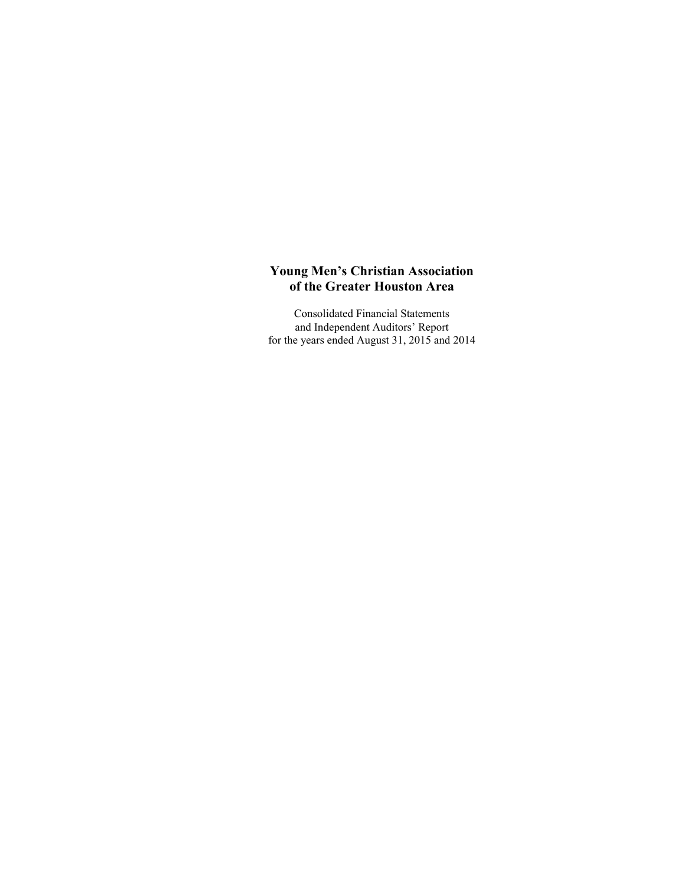# Young Men's Christian Association of the Greater Houston Area

Consolidated Financial Statements
and Independent Auditors' Report
for the years ended August 31, 2015 and 2014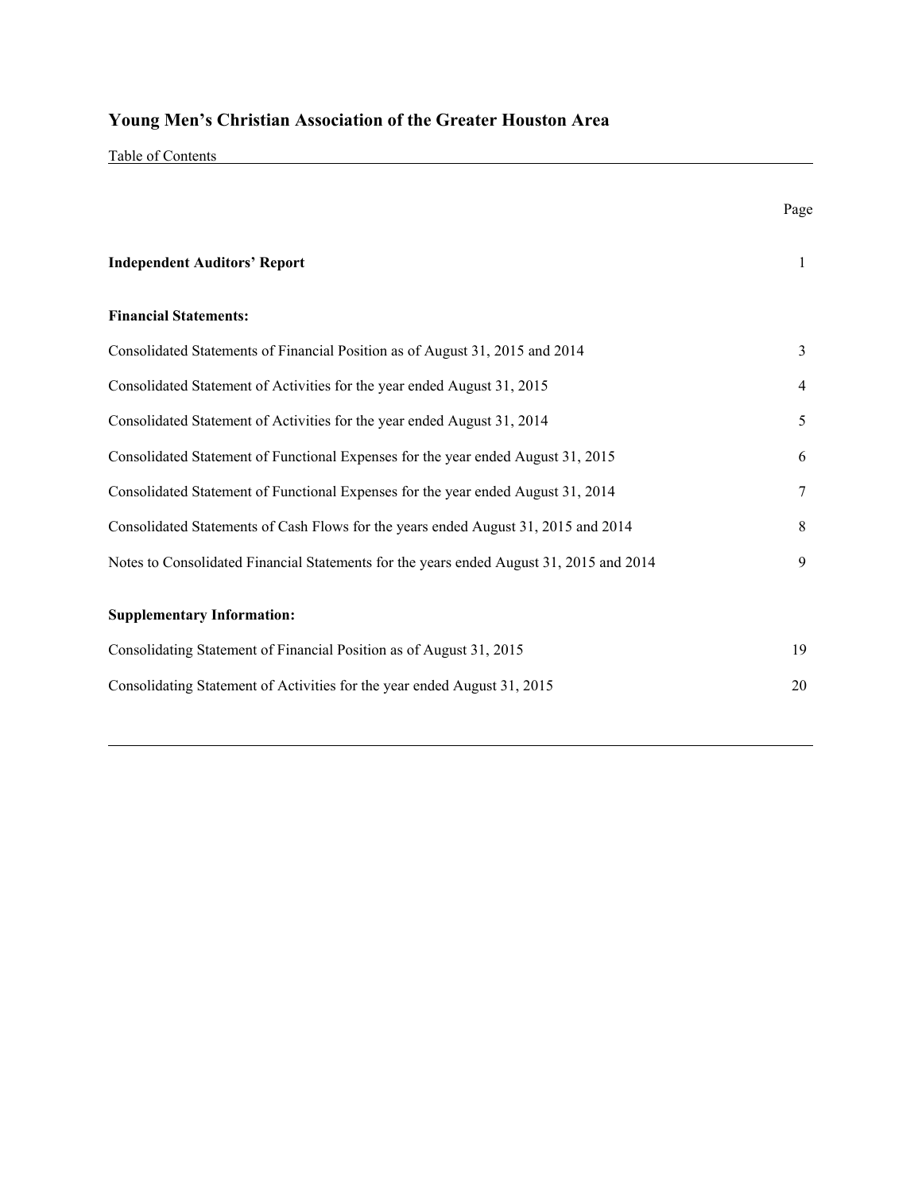# Young Men's Christian Association of the Greater Houston Area

Table of Contents

| | Page |
|---|---|
| **Independent Auditors' Report** | 1 |
| **Financial Statements:** | |
| Consolidated Statements of Financial Position as of August 31, 2015 and 2014 | 3 |
| Consolidated Statement of Activities for the year ended August 31, 2015 | 4 |
| Consolidated Statement of Activities for the year ended August 31, 2014 | 5 |
| Consolidated Statement of Functional Expenses for the year ended August 31, 2015 | 6 |
| Consolidated Statement of Functional Expenses for the year ended August 31, 2014 | 7 |
| Consolidated Statements of Cash Flows for the years ended August 31, 2015 and 2014 | 8 |
| Notes to Consolidated Financial Statements for the years ended August 31, 2015 and 2014 | 9 |
| **Supplementary Information:** | |
| Consolidating Statement of Financial Position as of August 31, 2015 | 19 |
| Consolidating Statement of Activities for the year ended August 31, 2015 | 20 |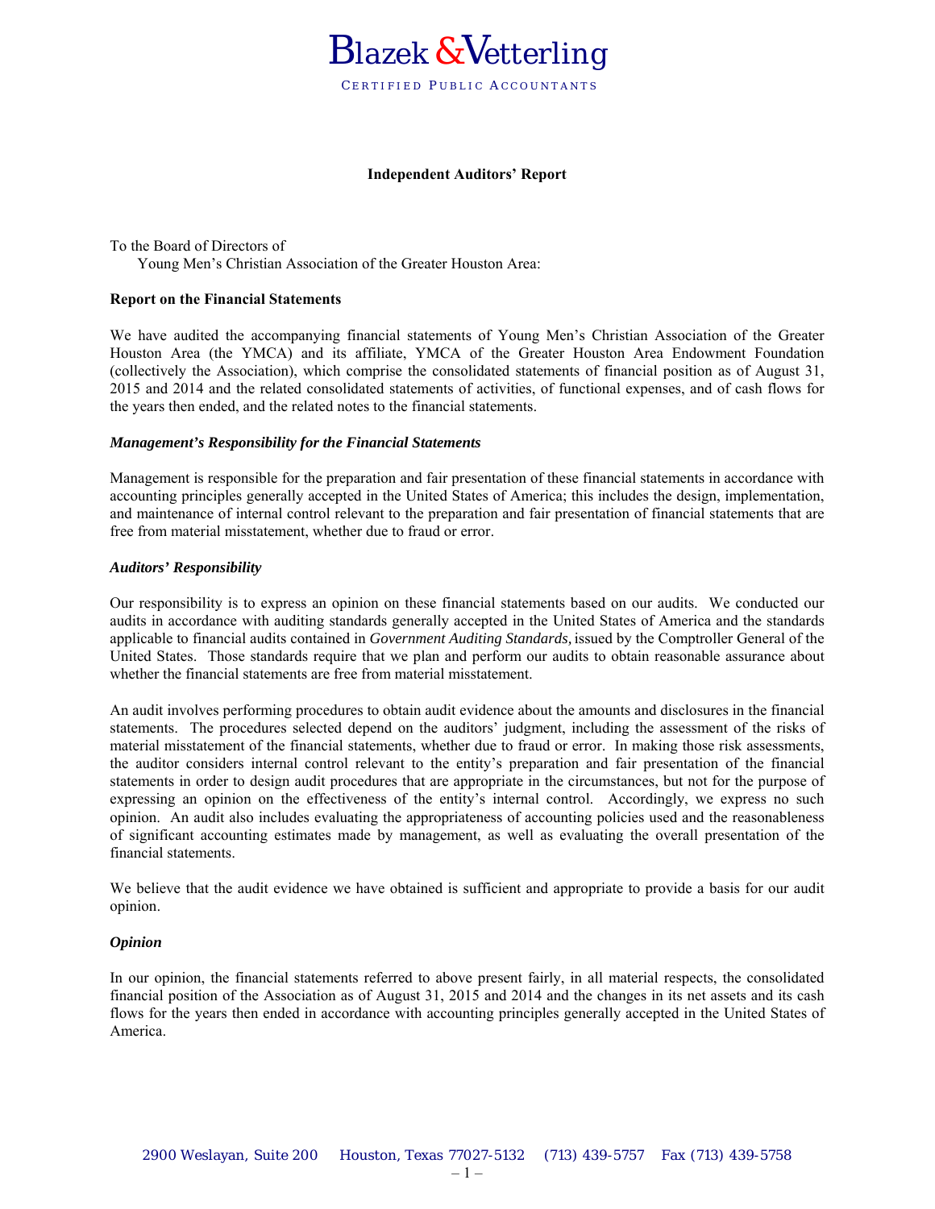# Blazek & Vetterling

CERTIFIED PUBLIC ACCOUNTANTS

## Independent Auditors' Report

To the Board of Directors of
Young Men's Christian Association of the Greater Houston Area:

### Report on the Financial Statements

We have audited the accompanying financial statements of Young Men's Christian Association of the Greater Houston Area (the YMCA) and its affiliate, YMCA of the Greater Houston Area Endowment Foundation (collectively the Association), which comprise the consolidated statements of financial position as of August 31, 2015 and 2014 and the related consolidated statements of activities, of functional expenses, and of cash flows for the years then ended, and the related notes to the financial statements.

***Management's Responsibility for the Financial Statements***

Management is responsible for the preparation and fair presentation of these financial statements in accordance with accounting principles generally accepted in the United States of America; this includes the design, implementation, and maintenance of internal control relevant to the preparation and fair presentation of financial statements that are free from material misstatement, whether due to fraud or error.

***Auditors' Responsibility***

Our responsibility is to express an opinion on these financial statements based on our audits. We conducted our audits in accordance with auditing standards generally accepted in the United States of America and the standards applicable to financial audits contained in *Government Auditing Standards*, issued by the Comptroller General of the United States. Those standards require that we plan and perform our audits to obtain reasonable assurance about whether the financial statements are free from material misstatement.

An audit involves performing procedures to obtain audit evidence about the amounts and disclosures in the financial statements. The procedures selected depend on the auditors' judgment, including the assessment of the risks of material misstatement of the financial statements, whether due to fraud or error. In making those risk assessments, the auditor considers internal control relevant to the entity's preparation and fair presentation of the financial statements in order to design audit procedures that are appropriate in the circumstances, but not for the purpose of expressing an opinion on the effectiveness of the entity's internal control. Accordingly, we express no such opinion. An audit also includes evaluating the appropriateness of accounting policies used and the reasonableness of significant accounting estimates made by management, as well as evaluating the overall presentation of the financial statements.

We believe that the audit evidence we have obtained is sufficient and appropriate to provide a basis for our audit opinion.

***Opinion***

In our opinion, the financial statements referred to above present fairly, in all material respects, the consolidated financial position of the Association as of August 31, 2015 and 2014 and the changes in its net assets and its cash flows for the years then ended in accordance with accounting principles generally accepted in the United States of America.

2900 Weslayan, Suite 200 Houston, Texas 77027-5132 (713) 439-5757 Fax (713) 439-5758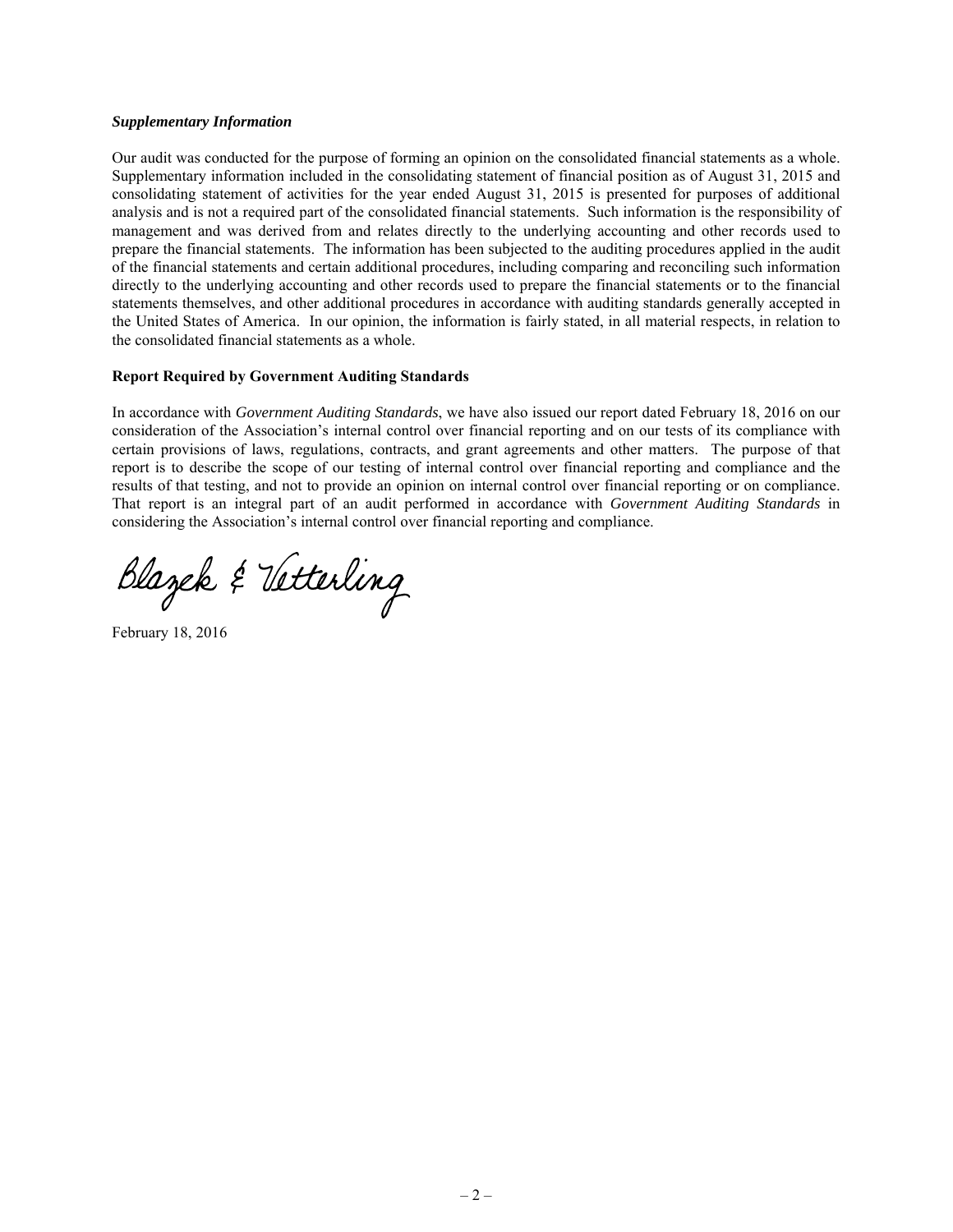### *Supplementary Information*

Our audit was conducted for the purpose of forming an opinion on the consolidated financial statements as a whole. Supplementary information included in the consolidating statement of financial position as of August 31, 2015 and consolidating statement of activities for the year ended August 31, 2015 is presented for purposes of additional analysis and is not a required part of the consolidated financial statements. Such information is the responsibility of management and was derived from and relates directly to the underlying accounting and other records used to prepare the financial statements. The information has been subjected to the auditing procedures applied in the audit of the financial statements and certain additional procedures, including comparing and reconciling such information directly to the underlying accounting and other records used to prepare the financial statements or to the financial statements themselves, and other additional procedures in accordance with auditing standards generally accepted in the United States of America. In our opinion, the information is fairly stated, in all material respects, in relation to the consolidated financial statements as a whole.

### Report Required by Government Auditing Standards

In accordance with *Government Auditing Standards*, we have also issued our report dated February 18, 2016 on our consideration of the Association's internal control over financial reporting and on our tests of its compliance with certain provisions of laws, regulations, contracts, and grant agreements and other matters. The purpose of that report is to describe the scope of our testing of internal control over financial reporting and compliance and the results of that testing, and not to provide an opinion on internal control over financial reporting or on compliance. That report is an integral part of an audit performed in accordance with *Government Auditing Standards* in considering the Association's internal control over financial reporting and compliance.

Blazek & Vetterling

February 18, 2016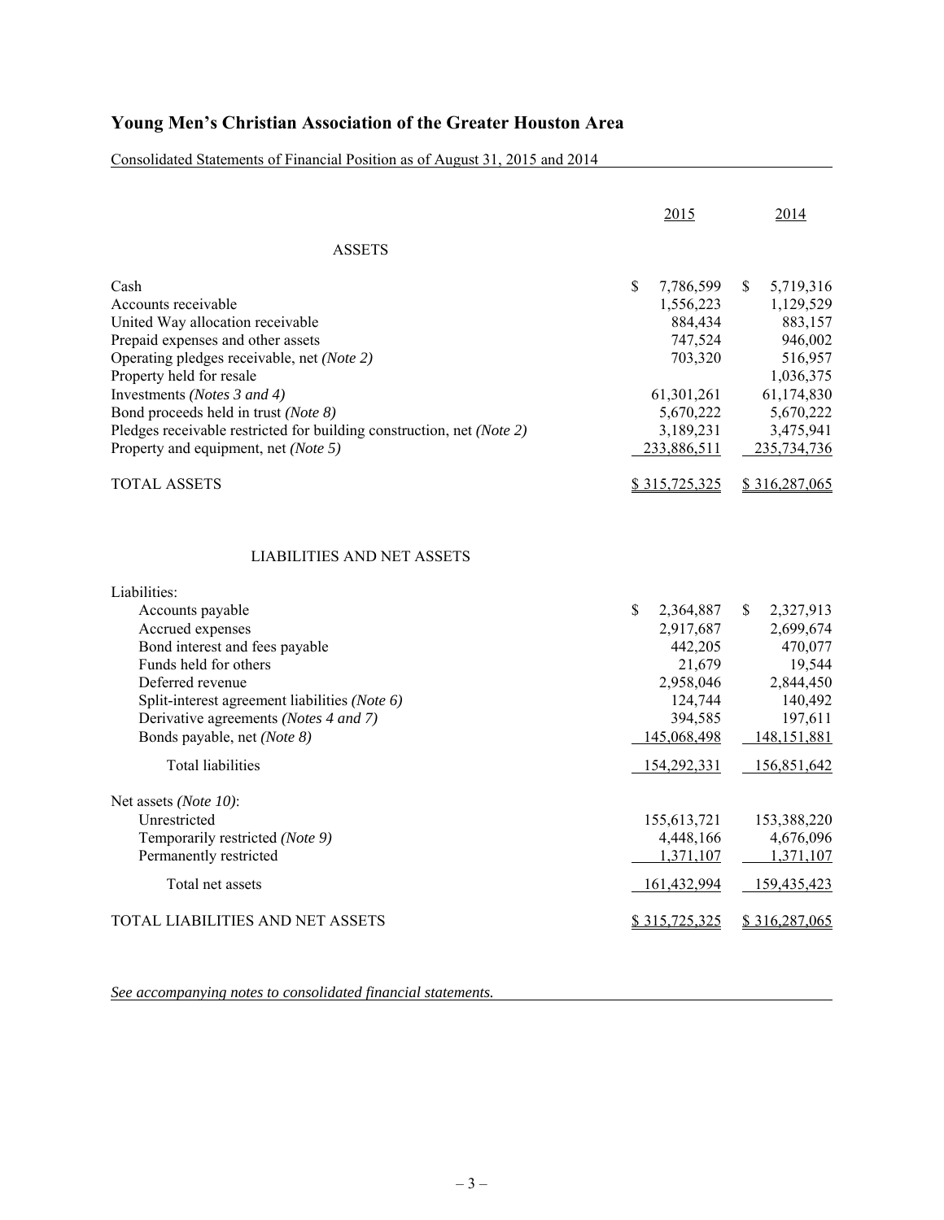# Young Men's Christian Association of the Greater Houston Area

Consolidated Statements of Financial Position as of August 31, 2015 and 2014

| | 2015 | 2014 |
|---|---|---|
| **ASSETS** | | |
| Cash | $ 7,786,599 | $ 5,719,316 |
| Accounts receivable | 1,556,223 | 1,129,529 |
| United Way allocation receivable | 884,434 | 883,157 |
| Prepaid expenses and other assets | 747,524 | 946,002 |
| Operating pledges receivable, net *(Note 2)* | 703,320 | 516,957 |
| Property held for resale | | 1,036,375 |
| Investments *(Notes 3 and 4)* | 61,301,261 | 61,174,830 |
| Bond proceeds held in trust *(Note 8)* | 5,670,222 | 5,670,222 |
| Pledges receivable restricted for building construction, net *(Note 2)* | 3,189,231 | 3,475,941 |
| Property and equipment, net *(Note 5)* | 233,886,511 | 235,734,736 |
| TOTAL ASSETS | $ 315,725,325 | $ 316,287,065 |
| **LIABILITIES AND NET ASSETS** | | |
| Liabilities: | | |
| Accounts payable | $ 2,364,887 | $ 2,327,913 |
| Accrued expenses | 2,917,687 | 2,699,674 |
| Bond interest and fees payable | 442,205 | 470,077 |
| Funds held for others | 21,679 | 19,544 |
| Deferred revenue | 2,958,046 | 2,844,450 |
| Split-interest agreement liabilities *(Note 6)* | 124,744 | 140,492 |
| Derivative agreements *(Notes 4 and 7)* | 394,585 | 197,611 |
| Bonds payable, net *(Note 8)* | 145,068,498 | 148,151,881 |
| Total liabilities | 154,292,331 | 156,851,642 |
| Net assets *(Note 10)*: | | |
| Unrestricted | 155,613,721 | 153,388,220 |
| Temporarily restricted *(Note 9)* | 4,448,166 | 4,676,096 |
| Permanently restricted | 1,371,107 | 1,371,107 |
| Total net assets | 161,432,994 | 159,435,423 |
| TOTAL LIABILITIES AND NET ASSETS | $ 315,725,325 | $ 316,287,065 |

*See accompanying notes to consolidated financial statements.*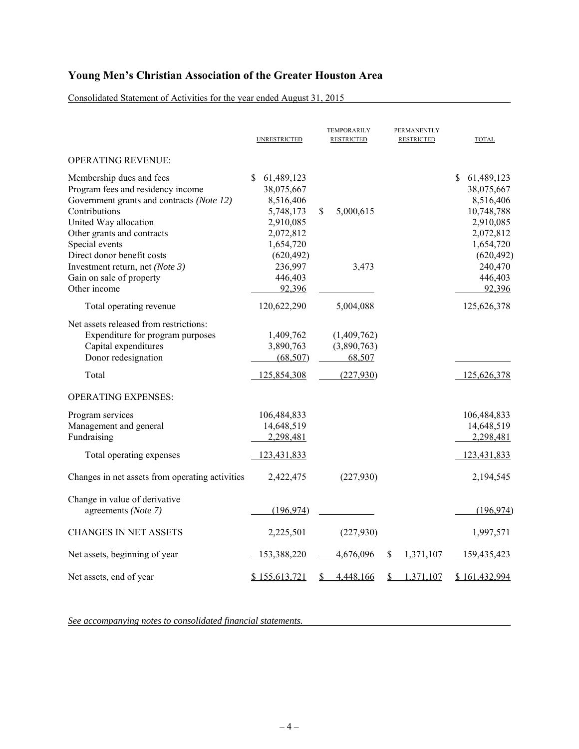# Young Men's Christian Association of the Greater Houston Area

Consolidated Statement of Activities for the year ended August 31, 2015

| | UNRESTRICTED | TEMPORARILY RESTRICTED | PERMANENTLY RESTRICTED | TOTAL |
|---|---|---|---|---|
| OPERATING REVENUE: | | | | |
| Membership dues and fees | $ 61,489,123 | | | $ 61,489,123 |
| Program fees and residency income | 38,075,667 | | | 38,075,667 |
| Government grants and contracts *(Note 12)* | 8,516,406 | | | 8,516,406 |
| Contributions | 5,748,173 | $ 5,000,615 | | 10,748,788 |
| United Way allocation | 2,910,085 | | | 2,910,085 |
| Other grants and contracts | 2,072,812 | | | 2,072,812 |
| Special events | 1,654,720 | | | 1,654,720 |
| Direct donor benefit costs | (620,492) | | | (620,492) |
| Investment return, net *(Note 3)* | 236,997 | 3,473 | | 240,470 |
| Gain on sale of property | 446,403 | | | 446,403 |
| Other income | 92,396 | | | 92,396 |
| Total operating revenue | 120,622,290 | 5,004,088 | | 125,626,378 |
| Net assets released from restrictions: | | | | |
| Expenditure for program purposes | 1,409,762 | (1,409,762) | | |
| Capital expenditures | 3,890,763 | (3,890,763) | | |
| Donor redesignation | (68,507) | 68,507 | | |
| Total | 125,854,308 | (227,930) | | 125,626,378 |
| OPERATING EXPENSES: | | | | |
| Program services | 106,484,833 | | | 106,484,833 |
| Management and general | 14,648,519 | | | 14,648,519 |
| Fundraising | 2,298,481 | | | 2,298,481 |
| Total operating expenses | 123,431,833 | | | 123,431,833 |
| Changes in net assets from operating activities | 2,422,475 | (227,930) | | 2,194,545 |
| Change in value of derivative agreements *(Note 7)* | (196,974) | | | (196,974) |
| CHANGES IN NET ASSETS | 2,225,501 | (227,930) | | 1,997,571 |
| Net assets, beginning of year | 153,388,220 | 4,676,096 | $ 1,371,107 | 159,435,423 |
| Net assets, end of year | $ 155,613,721 | $ 4,448,166 | $ 1,371,107 | $ 161,432,994 |

*See accompanying notes to consolidated financial statements.*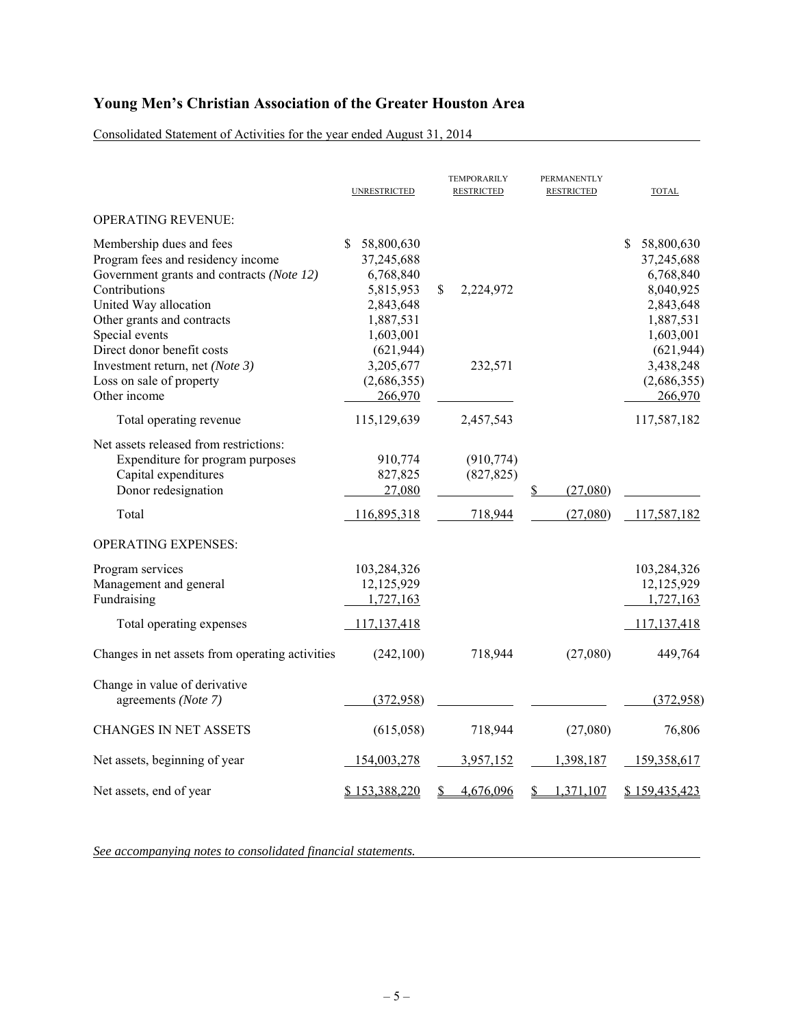# Young Men's Christian Association of the Greater Houston Area

Consolidated Statement of Activities for the year ended August 31, 2014

| | UNRESTRICTED | TEMPORARILY RESTRICTED | PERMANENTLY RESTRICTED | TOTAL |
|---|---|---|---|---|
| OPERATING REVENUE: | | | | |
| Membership dues and fees | $ 58,800,630 | | | $ 58,800,630 |
| Program fees and residency income | 37,245,688 | | | 37,245,688 |
| Government grants and contracts *(Note 12)* | 6,768,840 | | | 6,768,840 |
| Contributions | 5,815,953 | $ 2,224,972 | | 8,040,925 |
| United Way allocation | 2,843,648 | | | 2,843,648 |
| Other grants and contracts | 1,887,531 | | | 1,887,531 |
| Special events | 1,603,001 | | | 1,603,001 |
| Direct donor benefit costs | (621,944) | | | (621,944) |
| Investment return, net *(Note 3)* | 3,205,677 | 232,571 | | 3,438,248 |
| Loss on sale of property | (2,686,355) | | | (2,686,355) |
| Other income | 266,970 | | | 266,970 |
| Total operating revenue | 115,129,639 | 2,457,543 | | 117,587,182 |
| Net assets released from restrictions: | | | | |
| Expenditure for program purposes | 910,774 | (910,774) | | |
| Capital expenditures | 827,825 | (827,825) | | |
| Donor redesignation | 27,080 | | $ (27,080) | |
| Total | 116,895,318 | 718,944 | (27,080) | 117,587,182 |
| OPERATING EXPENSES: | | | | |
| Program services | 103,284,326 | | | 103,284,326 |
| Management and general | 12,125,929 | | | 12,125,929 |
| Fundraising | 1,727,163 | | | 1,727,163 |
| Total operating expenses | 117,137,418 | | | 117,137,418 |
| Changes in net assets from operating activities | (242,100) | 718,944 | (27,080) | 449,764 |
| Change in value of derivative agreements *(Note 7)* | (372,958) | | | (372,958) |
| CHANGES IN NET ASSETS | (615,058) | 718,944 | (27,080) | 76,806 |
| Net assets, beginning of year | 154,003,278 | 3,957,152 | 1,398,187 | 159,358,617 |
| Net assets, end of year | $ 153,388,220 | $ 4,676,096 | $ 1,371,107 | $ 159,435,423 |

*See accompanying notes to consolidated financial statements.*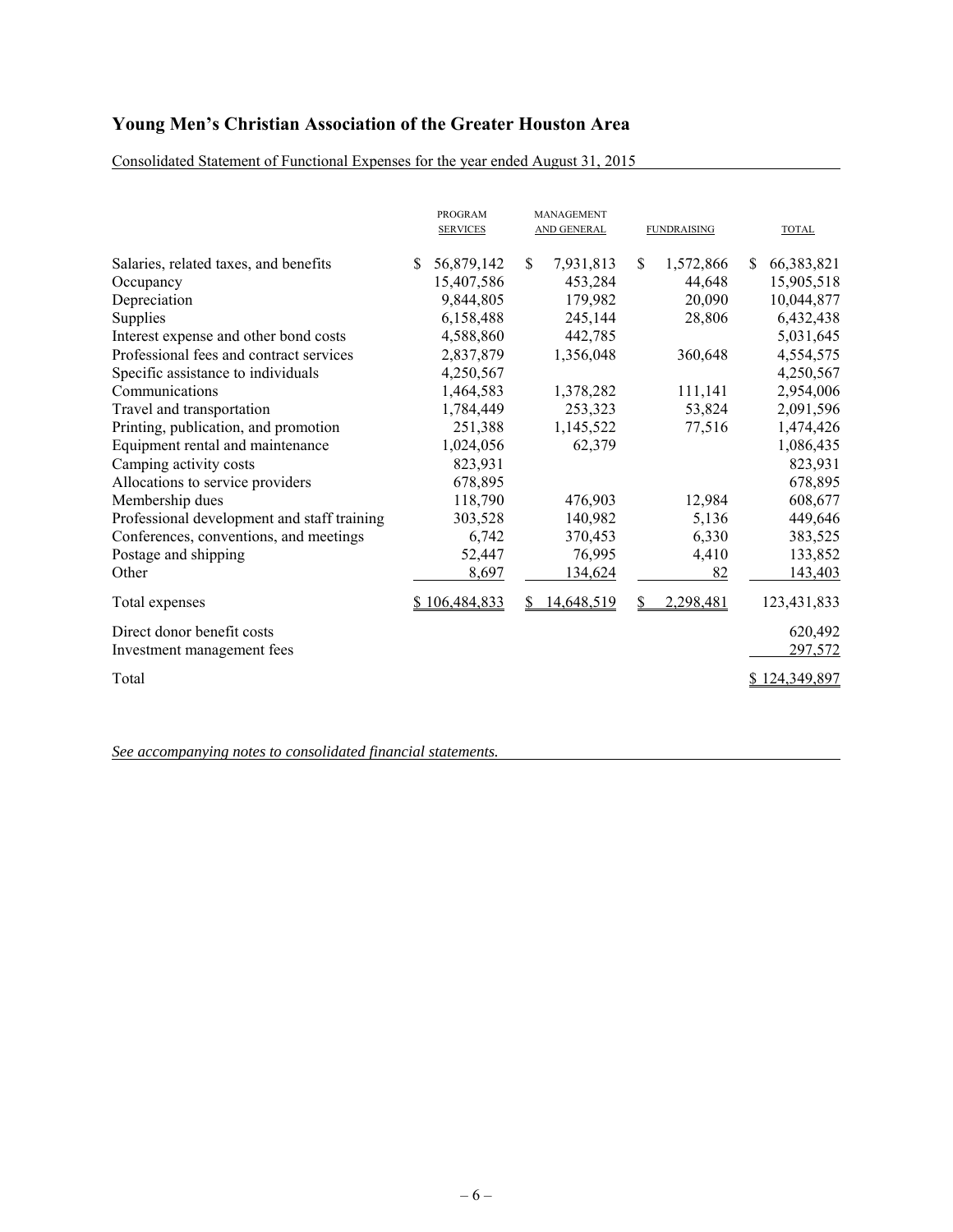# Young Men's Christian Association of the Greater Houston Area

Consolidated Statement of Functional Expenses for the year ended August 31, 2015

| | PROGRAM SERVICES | MANAGEMENT AND GENERAL | FUNDRAISING | TOTAL |
|---|---|---|---|---|
| Salaries, related taxes, and benefits | $ 56,879,142 | $ 7,931,813 | $ 1,572,866 | $ 66,383,821 |
| Occupancy | 15,407,586 | 453,284 | 44,648 | 15,905,518 |
| Depreciation | 9,844,805 | 179,982 | 20,090 | 10,044,877 |
| Supplies | 6,158,488 | 245,144 | 28,806 | 6,432,438 |
| Interest expense and other bond costs | 4,588,860 | 442,785 | | 5,031,645 |
| Professional fees and contract services | 2,837,879 | 1,356,048 | 360,648 | 4,554,575 |
| Specific assistance to individuals | 4,250,567 | | | 4,250,567 |
| Communications | 1,464,583 | 1,378,282 | 111,141 | 2,954,006 |
| Travel and transportation | 1,784,449 | 253,323 | 53,824 | 2,091,596 |
| Printing, publication, and promotion | 251,388 | 1,145,522 | 77,516 | 1,474,426 |
| Equipment rental and maintenance | 1,024,056 | 62,379 | | 1,086,435 |
| Camping activity costs | 823,931 | | | 823,931 |
| Allocations to service providers | 678,895 | | | 678,895 |
| Membership dues | 118,790 | 476,903 | 12,984 | 608,677 |
| Professional development and staff training | 303,528 | 140,982 | 5,136 | 449,646 |
| Conferences, conventions, and meetings | 6,742 | 370,453 | 6,330 | 383,525 |
| Postage and shipping | 52,447 | 76,995 | 4,410 | 133,852 |
| Other | 8,697 | 134,624 | 82 | 143,403 |
| Total expenses | $ 106,484,833 | $ 14,648,519 | $ 2,298,481 | 123,431,833 |
| Direct donor benefit costs | | | | 620,492 |
| Investment management fees | | | | 297,572 |
| Total | | | | $ 124,349,897 |

*See accompanying notes to consolidated financial statements.*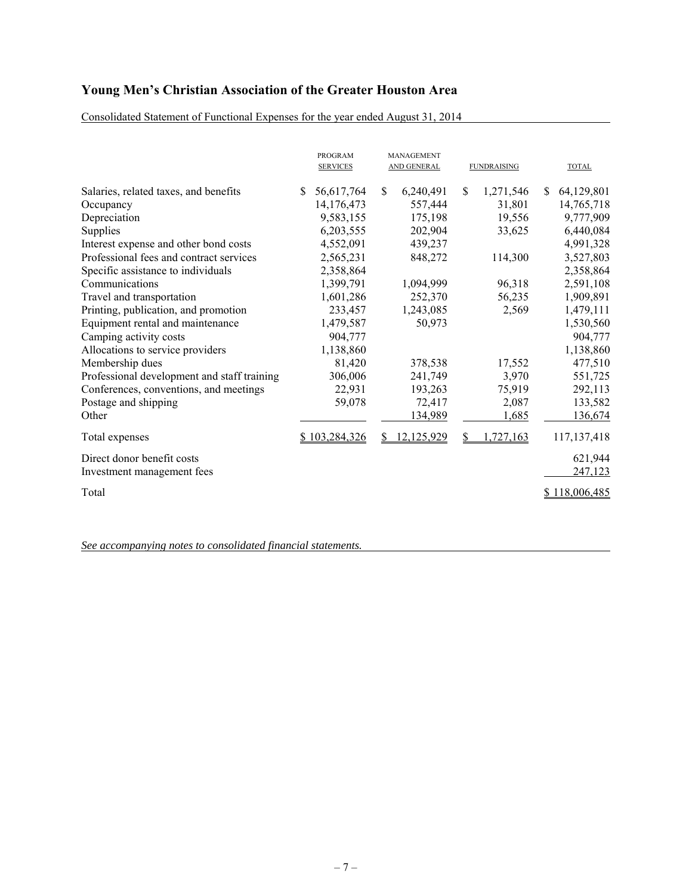# Young Men's Christian Association of the Greater Houston Area

Consolidated Statement of Functional Expenses for the year ended August 31, 2014

| | PROGRAM SERVICES | MANAGEMENT AND GENERAL | FUNDRAISING | TOTAL |
|---|---|---|---|---|
| Salaries, related taxes, and benefits | $ 56,617,764 | $ 6,240,491 | $ 1,271,546 | $ 64,129,801 |
| Occupancy | 14,176,473 | 557,444 | 31,801 | 14,765,718 |
| Depreciation | 9,583,155 | 175,198 | 19,556 | 9,777,909 |
| Supplies | 6,203,555 | 202,904 | 33,625 | 6,440,084 |
| Interest expense and other bond costs | 4,552,091 | 439,237 | | 4,991,328 |
| Professional fees and contract services | 2,565,231 | 848,272 | 114,300 | 3,527,803 |
| Specific assistance to individuals | 2,358,864 | | | 2,358,864 |
| Communications | 1,399,791 | 1,094,999 | 96,318 | 2,591,108 |
| Travel and transportation | 1,601,286 | 252,370 | 56,235 | 1,909,891 |
| Printing, publication, and promotion | 233,457 | 1,243,085 | 2,569 | 1,479,111 |
| Equipment rental and maintenance | 1,479,587 | 50,973 | | 1,530,560 |
| Camping activity costs | 904,777 | | | 904,777 |
| Allocations to service providers | 1,138,860 | | | 1,138,860 |
| Membership dues | 81,420 | 378,538 | 17,552 | 477,510 |
| Professional development and staff training | 306,006 | 241,749 | 3,970 | 551,725 |
| Conferences, conventions, and meetings | 22,931 | 193,263 | 75,919 | 292,113 |
| Postage and shipping | 59,078 | 72,417 | 2,087 | 133,582 |
| Other | | 134,989 | 1,685 | 136,674 |
| Total expenses | $ 103,284,326 | $ 12,125,929 | $ 1,727,163 | 117,137,418 |
| Direct donor benefit costs | | | | 621,944 |
| Investment management fees | | | | 247,123 |
| Total | | | | $ 118,006,485 |

*See accompanying notes to consolidated financial statements.*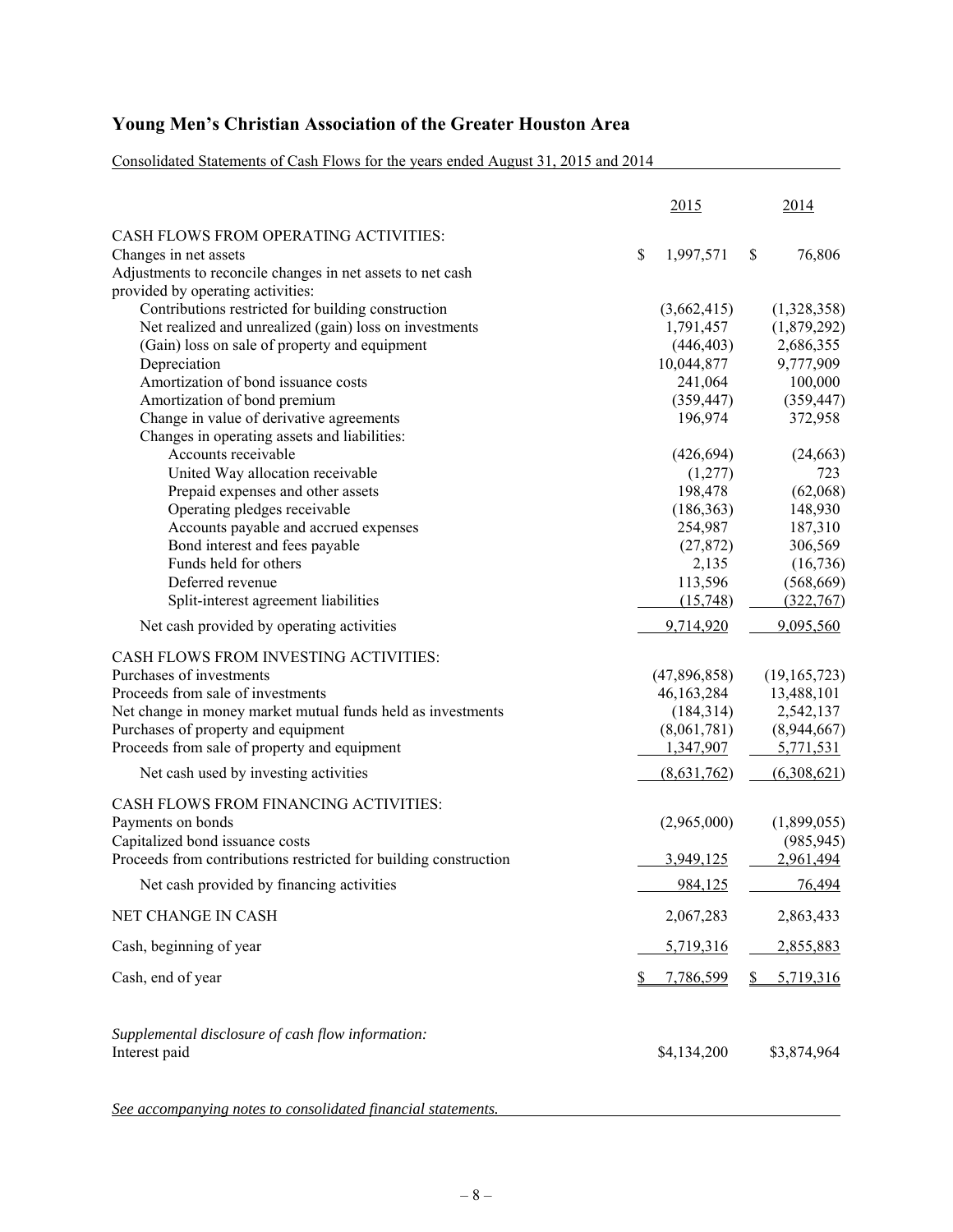# Young Men's Christian Association of the Greater Houston Area

Consolidated Statements of Cash Flows for the years ended August 31, 2015 and 2014

| | 2015 | 2014 |
|---|---|---|
| CASH FLOWS FROM OPERATING ACTIVITIES: | | |
| Changes in net assets | $ 1,997,571 | $ 76,806 |
| Adjustments to reconcile changes in net assets to net cash provided by operating activities: | | |
| Contributions restricted for building construction | (3,662,415) | (1,328,358) |
| Net realized and unrealized (gain) loss on investments | 1,791,457 | (1,879,292) |
| (Gain) loss on sale of property and equipment | (446,403) | 2,686,355 |
| Depreciation | 10,044,877 | 9,777,909 |
| Amortization of bond issuance costs | 241,064 | 100,000 |
| Amortization of bond premium | (359,447) | (359,447) |
| Change in value of derivative agreements | 196,974 | 372,958 |
| Changes in operating assets and liabilities: | | |
| Accounts receivable | (426,694) | (24,663) |
| United Way allocation receivable | (1,277) | 723 |
| Prepaid expenses and other assets | 198,478 | (62,068) |
| Operating pledges receivable | (186,363) | 148,930 |
| Accounts payable and accrued expenses | 254,987 | 187,310 |
| Bond interest and fees payable | (27,872) | 306,569 |
| Funds held for others | 2,135 | (16,736) |
| Deferred revenue | 113,596 | (568,669) |
| Split-interest agreement liabilities | (15,748) | (322,767) |
| Net cash provided by operating activities | 9,714,920 | 9,095,560 |
| CASH FLOWS FROM INVESTING ACTIVITIES: | | |
| Purchases of investments | (47,896,858) | (19,165,723) |
| Proceeds from sale of investments | 46,163,284 | 13,488,101 |
| Net change in money market mutual funds held as investments | (184,314) | 2,542,137 |
| Purchases of property and equipment | (8,061,781) | (8,944,667) |
| Proceeds from sale of property and equipment | 1,347,907 | 5,771,531 |
| Net cash used by investing activities | (8,631,762) | (6,308,621) |
| CASH FLOWS FROM FINANCING ACTIVITIES: | | |
| Payments on bonds | (2,965,000) | (1,899,055) |
| Capitalized bond issuance costs | | (985,945) |
| Proceeds from contributions restricted for building construction | 3,949,125 | 2,961,494 |
| Net cash provided by financing activities | 984,125 | 76,494 |
| NET CHANGE IN CASH | 2,067,283 | 2,863,433 |
| Cash, beginning of year | 5,719,316 | 2,855,883 |
| Cash, end of year | $ 7,786,599 | $ 5,719,316 |

*Supplemental disclosure of cash flow information:*

| | 2015 | 2014 |
|---|---|---|
| Interest paid | $4,134,200 | $3,874,964 |

*See accompanying notes to consolidated financial statements.*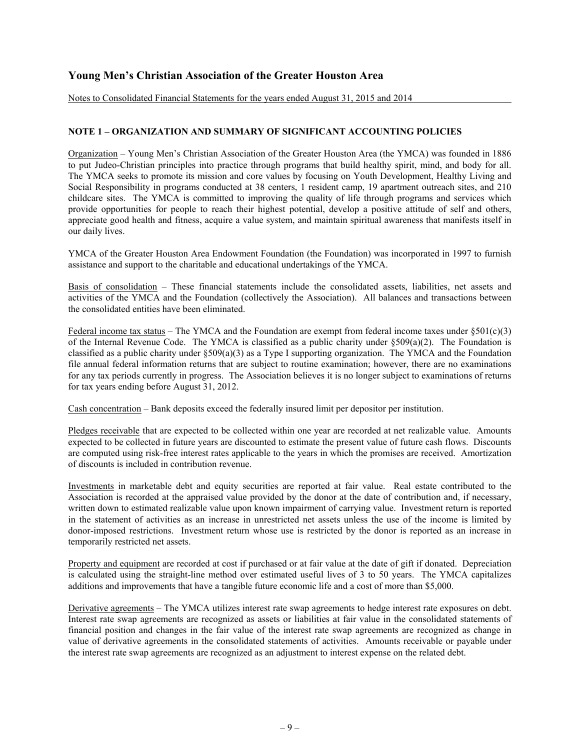# Young Men's Christian Association of the Greater Houston Area

Notes to Consolidated Financial Statements for the years ended August 31, 2015 and 2014

## NOTE 1 – ORGANIZATION AND SUMMARY OF SIGNIFICANT ACCOUNTING POLICIES

Organization – Young Men's Christian Association of the Greater Houston Area (the YMCA) was founded in 1886 to put Judeo-Christian principles into practice through programs that build healthy spirit, mind, and body for all. The YMCA seeks to promote its mission and core values by focusing on Youth Development, Healthy Living and Social Responsibility in programs conducted at 38 centers, 1 resident camp, 19 apartment outreach sites, and 210 childcare sites. The YMCA is committed to improving the quality of life through programs and services which provide opportunities for people to reach their highest potential, develop a positive attitude of self and others, appreciate good health and fitness, acquire a value system, and maintain spiritual awareness that manifests itself in our daily lives.

YMCA of the Greater Houston Area Endowment Foundation (the Foundation) was incorporated in 1997 to furnish assistance and support to the charitable and educational undertakings of the YMCA.

Basis of consolidation – These financial statements include the consolidated assets, liabilities, net assets and activities of the YMCA and the Foundation (collectively the Association). All balances and transactions between the consolidated entities have been eliminated.

Federal income tax status – The YMCA and the Foundation are exempt from federal income taxes under §501(c)(3) of the Internal Revenue Code. The YMCA is classified as a public charity under §509(a)(2). The Foundation is classified as a public charity under §509(a)(3) as a Type I supporting organization. The YMCA and the Foundation file annual federal information returns that are subject to routine examination; however, there are no examinations for any tax periods currently in progress. The Association believes it is no longer subject to examinations of returns for tax years ending before August 31, 2012.

Cash concentration – Bank deposits exceed the federally insured limit per depositor per institution.

Pledges receivable that are expected to be collected within one year are recorded at net realizable value. Amounts expected to be collected in future years are discounted to estimate the present value of future cash flows. Discounts are computed using risk-free interest rates applicable to the years in which the promises are received. Amortization of discounts is included in contribution revenue.

Investments in marketable debt and equity securities are reported at fair value. Real estate contributed to the Association is recorded at the appraised value provided by the donor at the date of contribution and, if necessary, written down to estimated realizable value upon known impairment of carrying value. Investment return is reported in the statement of activities as an increase in unrestricted net assets unless the use of the income is limited by donor-imposed restrictions. Investment return whose use is restricted by the donor is reported as an increase in temporarily restricted net assets.

Property and equipment are recorded at cost if purchased or at fair value at the date of gift if donated. Depreciation is calculated using the straight-line method over estimated useful lives of 3 to 50 years. The YMCA capitalizes additions and improvements that have a tangible future economic life and a cost of more than $5,000.

Derivative agreements – The YMCA utilizes interest rate swap agreements to hedge interest rate exposures on debt. Interest rate swap agreements are recognized as assets or liabilities at fair value in the consolidated statements of financial position and changes in the fair value of the interest rate swap agreements are recognized as change in value of derivative agreements in the consolidated statements of activities. Amounts receivable or payable under the interest rate swap agreements are recognized as an adjustment to interest expense on the related debt.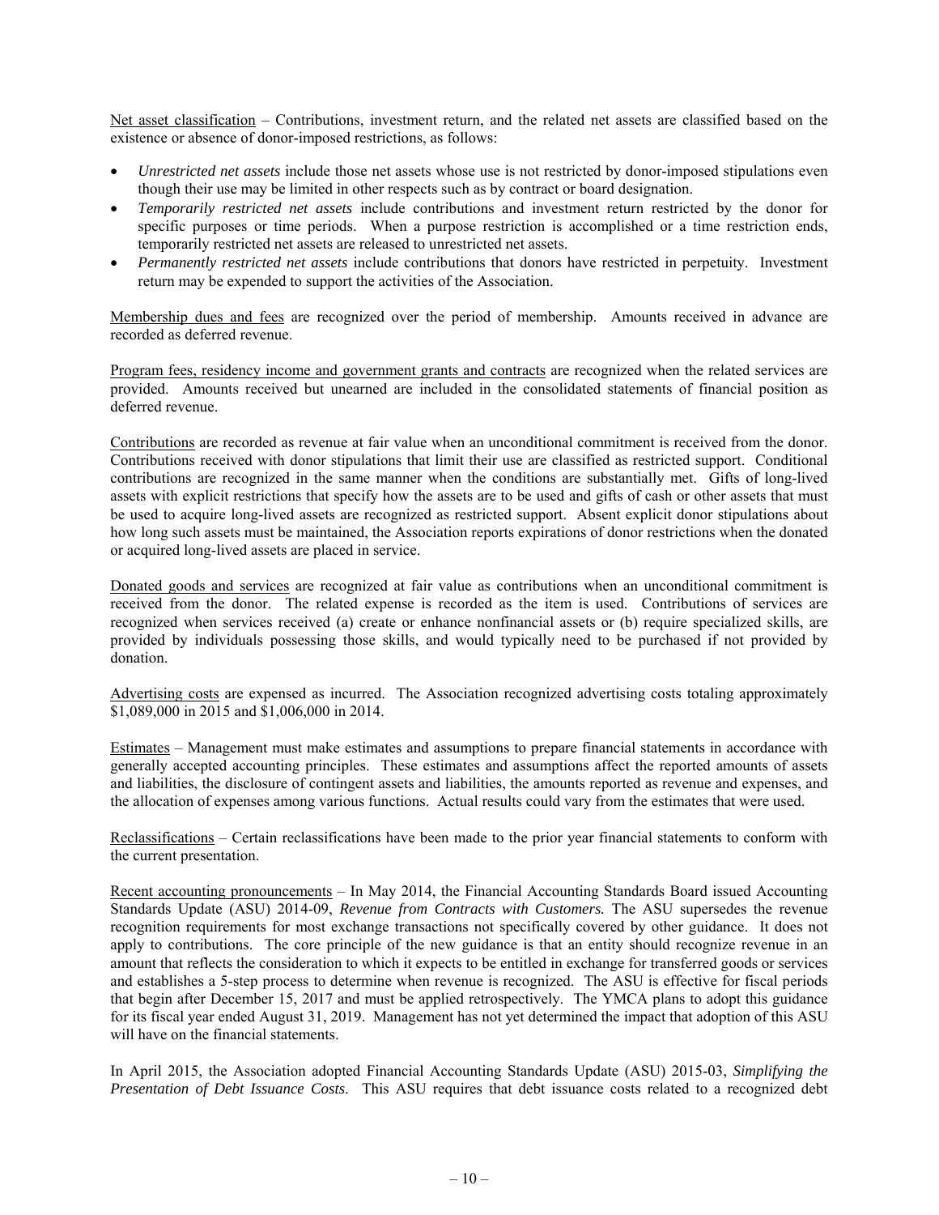Net asset classification – Contributions, investment return, and the related net assets are classified based on the existence or absence of donor-imposed restrictions, as follows:

- *Unrestricted net assets* include those net assets whose use is not restricted by donor-imposed stipulations even though their use may be limited in other respects such as by contract or board designation.
- *Temporarily restricted net assets* include contributions and investment return restricted by the donor for specific purposes or time periods. When a purpose restriction is accomplished or a time restriction ends, temporarily restricted net assets are released to unrestricted net assets.
- *Permanently restricted net assets* include contributions that donors have restricted in perpetuity. Investment return may be expended to support the activities of the Association.

Membership dues and fees are recognized over the period of membership. Amounts received in advance are recorded as deferred revenue.

Program fees, residency income and government grants and contracts are recognized when the related services are provided. Amounts received but unearned are included in the consolidated statements of financial position as deferred revenue.

Contributions are recorded as revenue at fair value when an unconditional commitment is received from the donor. Contributions received with donor stipulations that limit their use are classified as restricted support. Conditional contributions are recognized in the same manner when the conditions are substantially met. Gifts of long-lived assets with explicit restrictions that specify how the assets are to be used and gifts of cash or other assets that must be used to acquire long-lived assets are recognized as restricted support. Absent explicit donor stipulations about how long such assets must be maintained, the Association reports expirations of donor restrictions when the donated or acquired long-lived assets are placed in service.

Donated goods and services are recognized at fair value as contributions when an unconditional commitment is received from the donor. The related expense is recorded as the item is used. Contributions of services are recognized when services received (a) create or enhance nonfinancial assets or (b) require specialized skills, are provided by individuals possessing those skills, and would typically need to be purchased if not provided by donation.

Advertising costs are expensed as incurred. The Association recognized advertising costs totaling approximately $1,089,000 in 2015 and $1,006,000 in 2014.

Estimates – Management must make estimates and assumptions to prepare financial statements in accordance with generally accepted accounting principles. These estimates and assumptions affect the reported amounts of assets and liabilities, the disclosure of contingent assets and liabilities, the amounts reported as revenue and expenses, and the allocation of expenses among various functions. Actual results could vary from the estimates that were used.

Reclassifications – Certain reclassifications have been made to the prior year financial statements to conform with the current presentation.

Recent accounting pronouncements – In May 2014, the Financial Accounting Standards Board issued Accounting Standards Update (ASU) 2014-09, ***Revenue from Contracts with Customers.*** The ASU supersedes the revenue recognition requirements for most exchange transactions not specifically covered by other guidance. It does not apply to contributions. The core principle of the new guidance is that an entity should recognize revenue in an amount that reflects the consideration to which it expects to be entitled in exchange for transferred goods or services and establishes a 5-step process to determine when revenue is recognized. The ASU is effective for fiscal periods that begin after December 15, 2017 and must be applied retrospectively. The YMCA plans to adopt this guidance for its fiscal year ended August 31, 2019. Management has not yet determined the impact that adoption of this ASU will have on the financial statements.

In April 2015, the Association adopted Financial Accounting Standards Update (ASU) 2015-03, *Simplifying the Presentation of Debt Issuance Costs*. This ASU requires that debt issuance costs related to a recognized debt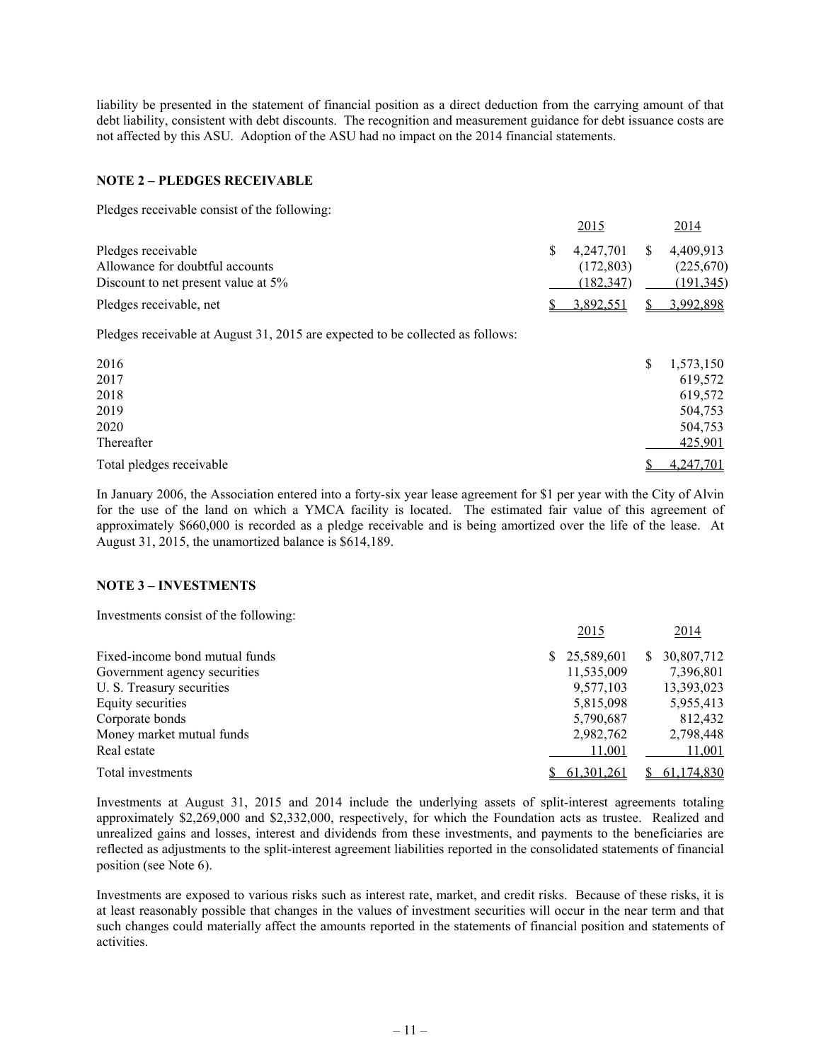liability be presented in the statement of financial position as a direct deduction from the carrying amount of that debt liability, consistent with debt discounts. The recognition and measurement guidance for debt issuance costs are not affected by this ASU. Adoption of the ASU had no impact on the 2014 financial statements.

## NOTE 2 – PLEDGES RECEIVABLE

Pledges receivable consist of the following:

| | 2015 | 2014 |
|---|---|---|
| Pledges receivable | $ 4,247,701 | $ 4,409,913 |
| Allowance for doubtful accounts | (172,803) | (225,670) |
| Discount to net present value at 5% | (182,347) | (191,345) |
| Pledges receivable, net | $ 3,892,551 | $ 3,992,898 |

Pledges receivable at August 31, 2015 are expected to be collected as follows:

| | |
|---|---|
| 2016 | $ 1,573,150 |
| 2017 | 619,572 |
| 2018 | 619,572 |
| 2019 | 504,753 |
| 2020 | 504,753 |
| Thereafter | 425,901 |
| Total pledges receivable | $ 4,247,701 |

In January 2006, the Association entered into a forty-six year lease agreement for $1 per year with the City of Alvin for the use of the land on which a YMCA facility is located. The estimated fair value of this agreement of approximately $660,000 is recorded as a pledge receivable and is being amortized over the life of the lease. At August 31, 2015, the unamortized balance is $614,189.

## NOTE 3 – INVESTMENTS

Investments consist of the following:

| | 2015 | 2014 |
|---|---|---|
| Fixed-income bond mutual funds | $ 25,589,601 | $ 30,807,712 |
| Government agency securities | 11,535,009 | 7,396,801 |
| U. S. Treasury securities | 9,577,103 | 13,393,023 |
| Equity securities | 5,815,098 | 5,955,413 |
| Corporate bonds | 5,790,687 | 812,432 |
| Money market mutual funds | 2,982,762 | 2,798,448 |
| Real estate | 11,001 | 11,001 |
| Total investments | $ 61,301,261 | $ 61,174,830 |

Investments at August 31, 2015 and 2014 include the underlying assets of split-interest agreements totaling approximately $2,269,000 and $2,332,000, respectively, for which the Foundation acts as trustee. Realized and unrealized gains and losses, interest and dividends from these investments, and payments to the beneficiaries are reflected as adjustments to the split-interest agreement liabilities reported in the consolidated statements of financial position (see Note 6).

Investments are exposed to various risks such as interest rate, market, and credit risks. Because of these risks, it is at least reasonably possible that changes in the values of investment securities will occur in the near term and that such changes could materially affect the amounts reported in the statements of financial position and statements of activities.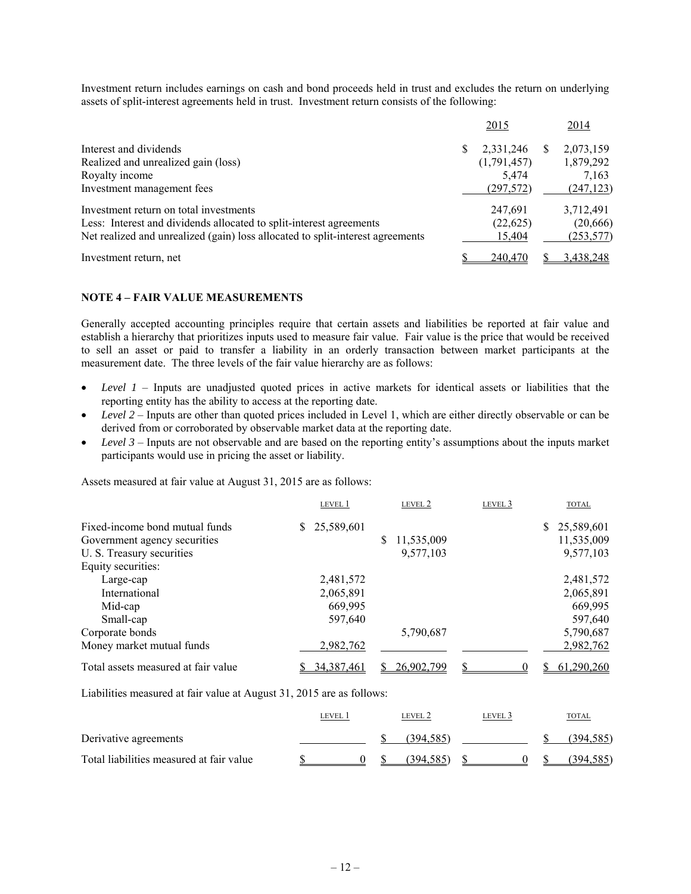Investment return includes earnings on cash and bond proceeds held in trust and excludes the return on underlying assets of split-interest agreements held in trust. Investment return consists of the following:

| | 2015 | 2014 |
|---|---|---|
| Interest and dividends | $ 2,331,246 | $ 2,073,159 |
| Realized and unrealized gain (loss) | (1,791,457) | 1,879,292 |
| Royalty income | 5,474 | 7,163 |
| Investment management fees | (297,572) | (247,123) |
| Investment return on total investments | 247,691 | 3,712,491 |
| Less: Interest and dividends allocated to split-interest agreements | (22,625) | (20,666) |
| Net realized and unrealized (gain) loss allocated to split-interest agreements | 15,404 | (253,577) |
| Investment return, net | $ 240,470 | $ 3,438,248 |

## NOTE 4 – FAIR VALUE MEASUREMENTS

Generally accepted accounting principles require that certain assets and liabilities be reported at fair value and establish a hierarchy that prioritizes inputs used to measure fair value. Fair value is the price that would be received to sell an asset or paid to transfer a liability in an orderly transaction between market participants at the measurement date. The three levels of the fair value hierarchy are as follows:

- *Level 1* – Inputs are unadjusted quoted prices in active markets for identical assets or liabilities that the reporting entity has the ability to access at the reporting date.
- *Level 2* – Inputs are other than quoted prices included in Level 1, which are either directly observable or can be derived from or corroborated by observable market data at the reporting date.
- *Level 3* – Inputs are not observable and are based on the reporting entity's assumptions about the inputs market participants would use in pricing the asset or liability.

Assets measured at fair value at August 31, 2015 are as follows:

| | LEVEL 1 | LEVEL 2 | LEVEL 3 | TOTAL |
|---|---|---|---|---|
| Fixed-income bond mutual funds | $ 25,589,601 | | | $ 25,589,601 |
| Government agency securities | | $ 11,535,009 | | 11,535,009 |
| U. S. Treasury securities | | 9,577,103 | | 9,577,103 |
| Equity securities: | | | | |
| Large-cap | 2,481,572 | | | 2,481,572 |
| International | 2,065,891 | | | 2,065,891 |
| Mid-cap | 669,995 | | | 669,995 |
| Small-cap | 597,640 | | | 597,640 |
| Corporate bonds | | 5,790,687 | | 5,790,687 |
| Money market mutual funds | 2,982,762 | | | 2,982,762 |
| Total assets measured at fair value | $ 34,387,461 | $ 26,902,799 | $ 0 | $ 61,290,260 |

Liabilities measured at fair value at August 31, 2015 are as follows:

| | LEVEL 1 | LEVEL 2 | LEVEL 3 | TOTAL |
|---|---|---|---|---|
| Derivative agreements | | $ (394,585) | | $ (394,585) |
| Total liabilities measured at fair value | $ 0 | $ (394,585) | $ 0 | $ (394,585) |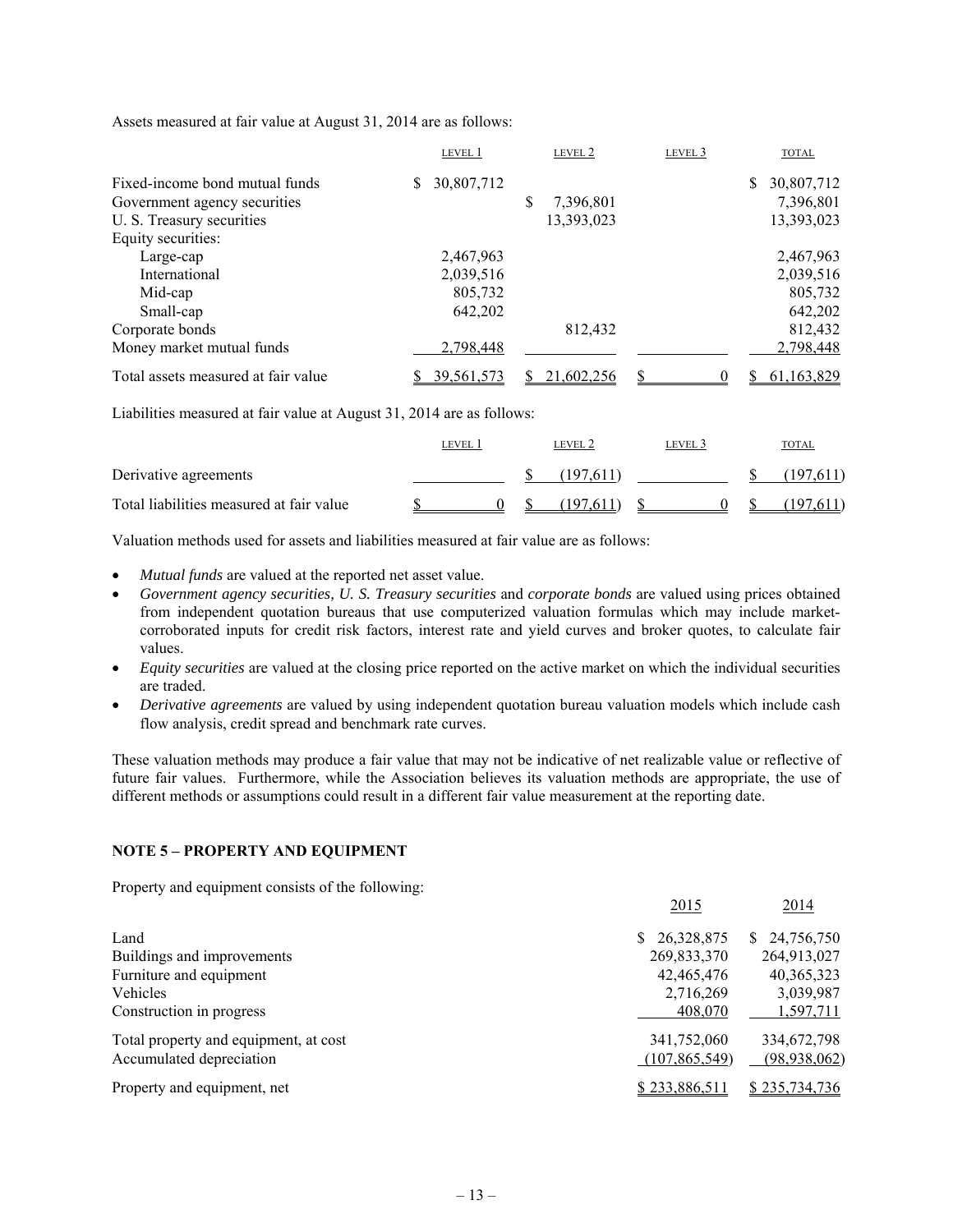Assets measured at fair value at August 31, 2014 are as follows:

| | LEVEL 1 | LEVEL 2 | LEVEL 3 | TOTAL |
|---|---|---|---|---|
| Fixed-income bond mutual funds | $ 30,807,712 | | | $ 30,807,712 |
| Government agency securities | | $ 7,396,801 | | 7,396,801 |
| U. S. Treasury securities | | 13,393,023 | | 13,393,023 |
| Equity securities: | | | | |
| Large-cap | 2,467,963 | | | 2,467,963 |
| International | 2,039,516 | | | 2,039,516 |
| Mid-cap | 805,732 | | | 805,732 |
| Small-cap | 642,202 | | | 642,202 |
| Corporate bonds | | 812,432 | | 812,432 |
| Money market mutual funds | 2,798,448 | | | 2,798,448 |
| Total assets measured at fair value | $ 39,561,573 | $ 21,602,256 | $ 0 | $ 61,163,829 |

Liabilities measured at fair value at August 31, 2014 are as follows:

| | LEVEL 1 | LEVEL 2 | LEVEL 3 | TOTAL |
|---|---|---|---|---|
| Derivative agreements | | $ (197,611) | | $ (197,611) |
| Total liabilities measured at fair value | $ 0 | $ (197,611) | $ 0 | $ (197,611) |

Valuation methods used for assets and liabilities measured at fair value are as follows:

- *Mutual funds* are valued at the reported net asset value.
- *Government agency securities, U. S. Treasury securities* and *corporate bonds* are valued using prices obtained from independent quotation bureaus that use computerized valuation formulas which may include market-corroborated inputs for credit risk factors, interest rate and yield curves and broker quotes, to calculate fair values.
- *Equity securities* are valued at the closing price reported on the active market on which the individual securities are traded.
- *Derivative agreements* are valued by using independent quotation bureau valuation models which include cash flow analysis, credit spread and benchmark rate curves.

These valuation methods may produce a fair value that may not be indicative of net realizable value or reflective of future fair values. Furthermore, while the Association believes its valuation methods are appropriate, the use of different methods or assumptions could result in a different fair value measurement at the reporting date.

## NOTE 5 – PROPERTY AND EQUIPMENT

Property and equipment consists of the following:

| | 2015 | 2014 |
|---|---|---|
| Land | $ 26,328,875 | $ 24,756,750 |
| Buildings and improvements | 269,833,370 | 264,913,027 |
| Furniture and equipment | 42,465,476 | 40,365,323 |
| Vehicles | 2,716,269 | 3,039,987 |
| Construction in progress | 408,070 | 1,597,711 |
| Total property and equipment, at cost | 341,752,060 | 334,672,798 |
| Accumulated depreciation | (107,865,549) | (98,938,062) |
| Property and equipment, net | $ 233,886,511 | $ 235,734,736 |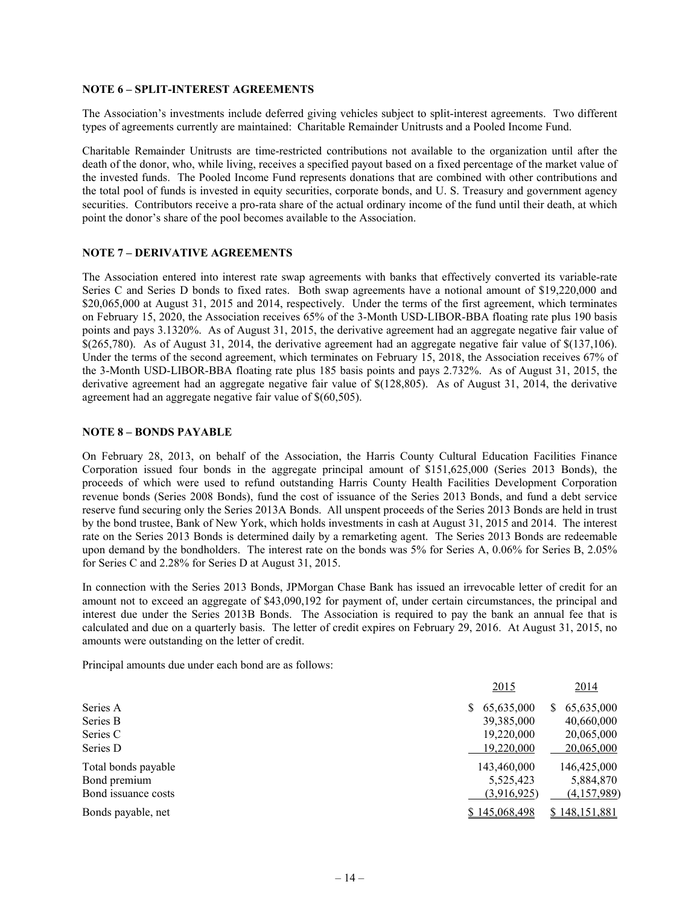### NOTE 6 – SPLIT-INTEREST AGREEMENTS

The Association's investments include deferred giving vehicles subject to split-interest agreements. Two different types of agreements currently are maintained: Charitable Remainder Unitrusts and a Pooled Income Fund.

Charitable Remainder Unitrusts are time-restricted contributions not available to the organization until after the death of the donor, who, while living, receives a specified payout based on a fixed percentage of the market value of the invested funds. The Pooled Income Fund represents donations that are combined with other contributions and the total pool of funds is invested in equity securities, corporate bonds, and U. S. Treasury and government agency securities. Contributors receive a pro-rata share of the actual ordinary income of the fund until their death, at which point the donor's share of the pool becomes available to the Association.

### NOTE 7 – DERIVATIVE AGREEMENTS

The Association entered into interest rate swap agreements with banks that effectively converted its variable-rate Series C and Series D bonds to fixed rates. Both swap agreements have a notional amount of $19,220,000 and $20,065,000 at August 31, 2015 and 2014, respectively. Under the terms of the first agreement, which terminates on February 15, 2020, the Association receives 65% of the 3-Month USD-LIBOR-BBA floating rate plus 190 basis points and pays 3.1320%. As of August 31, 2015, the derivative agreement had an aggregate negative fair value of $(265,780). As of August 31, 2014, the derivative agreement had an aggregate negative fair value of $(137,106). Under the terms of the second agreement, which terminates on February 15, 2018, the Association receives 67% of the 3-Month USD-LIBOR-BBA floating rate plus 185 basis points and pays 2.732%. As of August 31, 2015, the derivative agreement had an aggregate negative fair value of $(128,805). As of August 31, 2014, the derivative agreement had an aggregate negative fair value of $(60,505).

### NOTE 8 – BONDS PAYABLE

On February 28, 2013, on behalf of the Association, the Harris County Cultural Education Facilities Finance Corporation issued four bonds in the aggregate principal amount of $151,625,000 (Series 2013 Bonds), the proceeds of which were used to refund outstanding Harris County Health Facilities Development Corporation revenue bonds (Series 2008 Bonds), fund the cost of issuance of the Series 2013 Bonds, and fund a debt service reserve fund securing only the Series 2013A Bonds. All unspent proceeds of the Series 2013 Bonds are held in trust by the bond trustee, Bank of New York, which holds investments in cash at August 31, 2015 and 2014. The interest rate on the Series 2013 Bonds is determined daily by a remarketing agent. The Series 2013 Bonds are redeemable upon demand by the bondholders. The interest rate on the bonds was 5% for Series A, 0.06% for Series B, 2.05% for Series C and 2.28% for Series D at August 31, 2015.

In connection with the Series 2013 Bonds, JPMorgan Chase Bank has issued an irrevocable letter of credit for an amount not to exceed an aggregate of $43,090,192 for payment of, under certain circumstances, the principal and interest due under the Series 2013B Bonds. The Association is required to pay the bank an annual fee that is calculated and due on a quarterly basis. The letter of credit expires on February 29, 2016. At August 31, 2015, no amounts were outstanding on the letter of credit.

Principal amounts due under each bond are as follows:

| | 2015 | 2014 |
|---|---|---|
| Series A | $ 65,635,000 | $ 65,635,000 |
| Series B | 39,385,000 | 40,660,000 |
| Series C | 19,220,000 | 20,065,000 |
| Series D | 19,220,000 | 20,065,000 |
| Total bonds payable | 143,460,000 | 146,425,000 |
| Bond premium | 5,525,423 | 5,884,870 |
| Bond issuance costs | (3,916,925) | (4,157,989) |
| Bonds payable, net | $ 145,068,498 | $ 148,151,881 |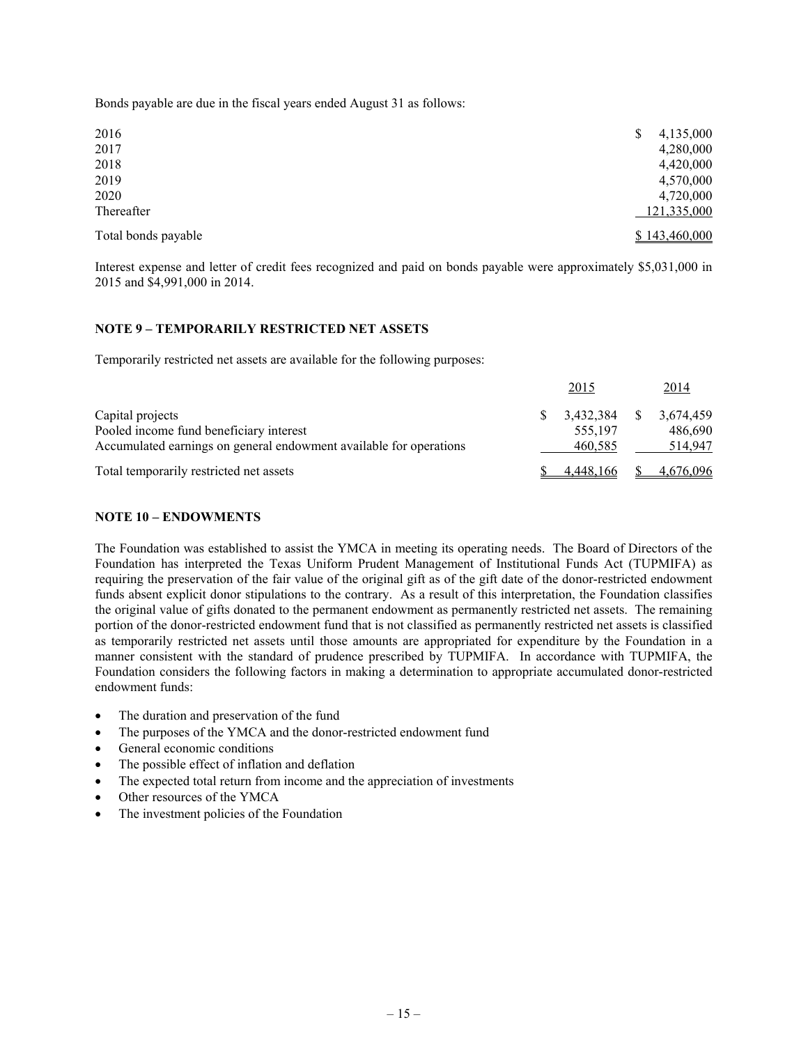Bonds payable are due in the fiscal years ended August 31 as follows:

| | |
|---|---|
| 2016 | $ 4,135,000 |
| 2017 | 4,280,000 |
| 2018 | 4,420,000 |
| 2019 | 4,570,000 |
| 2020 | 4,720,000 |
| Thereafter | 121,335,000 |
| Total bonds payable | $ 143,460,000 |

Interest expense and letter of credit fees recognized and paid on bonds payable were approximately $5,031,000 in 2015 and $4,991,000 in 2014.

## NOTE 9 – TEMPORARILY RESTRICTED NET ASSETS

Temporarily restricted net assets are available for the following purposes:

| | 2015 | 2014 |
|---|---|---|
| Capital projects | $ 3,432,384 | $ 3,674,459 |
| Pooled income fund beneficiary interest | 555,197 | 486,690 |
| Accumulated earnings on general endowment available for operations | 460,585 | 514,947 |
| Total temporarily restricted net assets | $ 4,448,166 | $ 4,676,096 |

## NOTE 10 – ENDOWMENTS

The Foundation was established to assist the YMCA in meeting its operating needs. The Board of Directors of the Foundation has interpreted the Texas Uniform Prudent Management of Institutional Funds Act (TUPMIFA) as requiring the preservation of the fair value of the original gift as of the gift date of the donor-restricted endowment funds absent explicit donor stipulations to the contrary. As a result of this interpretation, the Foundation classifies the original value of gifts donated to the permanent endowment as permanently restricted net assets. The remaining portion of the donor-restricted endowment fund that is not classified as permanently restricted net assets is classified as temporarily restricted net assets until those amounts are appropriated for expenditure by the Foundation in a manner consistent with the standard of prudence prescribed by TUPMIFA. In accordance with TUPMIFA, the Foundation considers the following factors in making a determination to appropriate accumulated donor-restricted endowment funds:

- The duration and preservation of the fund
- The purposes of the YMCA and the donor-restricted endowment fund
- General economic conditions
- The possible effect of inflation and deflation
- The expected total return from income and the appreciation of investments
- Other resources of the YMCA
- The investment policies of the Foundation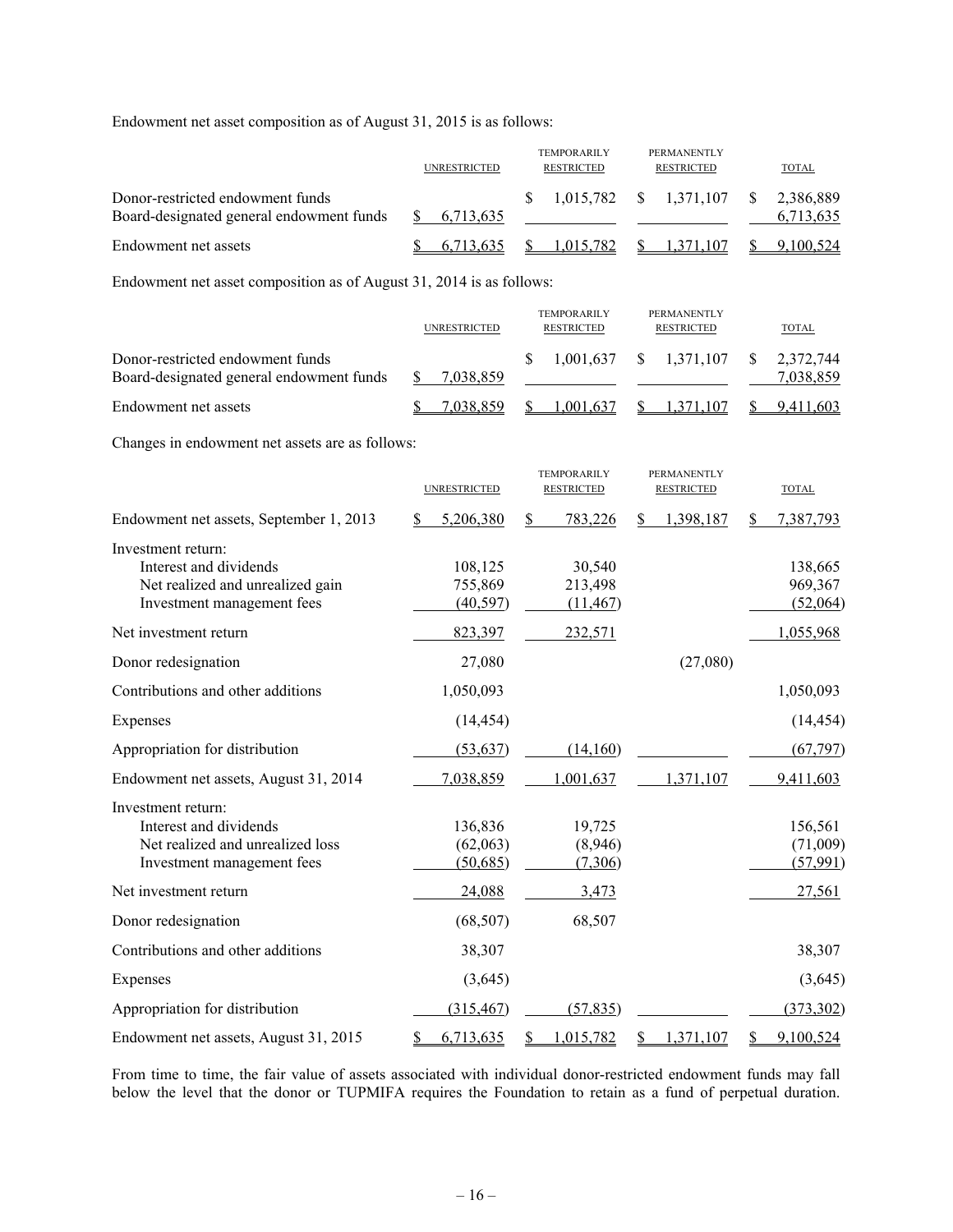Endowment net asset composition as of August 31, 2015 is as follows:

| | UNRESTRICTED | TEMPORARILY RESTRICTED | PERMANENTLY RESTRICTED | TOTAL |
|---|---|---|---|---|
| Donor-restricted endowment funds | | $ 1,015,782 | $ 1,371,107 | $ 2,386,889 |
| Board-designated general endowment funds | $ 6,713,635 | | | 6,713,635 |
| Endowment net assets | $ 6,713,635 | $ 1,015,782 | $ 1,371,107 | $ 9,100,524 |

Endowment net asset composition as of August 31, 2014 is as follows:

| | UNRESTRICTED | TEMPORARILY RESTRICTED | PERMANENTLY RESTRICTED | TOTAL |
|---|---|---|---|---|
| Donor-restricted endowment funds | | $ 1,001,637 | $ 1,371,107 | $ 2,372,744 |
| Board-designated general endowment funds | $ 7,038,859 | | | 7,038,859 |
| Endowment net assets | $ 7,038,859 | $ 1,001,637 | $ 1,371,107 | $ 9,411,603 |

Changes in endowment net assets are as follows:

| | UNRESTRICTED | TEMPORARILY RESTRICTED | PERMANENTLY RESTRICTED | TOTAL |
|---|---|---|---|---|
| Endowment net assets, September 1, 2013 | $ 5,206,380 | $ 783,226 | $ 1,398,187 | $ 7,387,793 |
| Investment return: | | | | |
| Interest and dividends | 108,125 | 30,540 | | 138,665 |
| Net realized and unrealized gain | 755,869 | 213,498 | | 969,367 |
| Investment management fees | (40,597) | (11,467) | | (52,064) |
| Net investment return | 823,397 | 232,571 | | 1,055,968 |
| Donor redesignation | 27,080 | | (27,080) | |
| Contributions and other additions | 1,050,093 | | | 1,050,093 |
| Expenses | (14,454) | | | (14,454) |
| Appropriation for distribution | (53,637) | (14,160) | | (67,797) |
| Endowment net assets, August 31, 2014 | 7,038,859 | 1,001,637 | 1,371,107 | 9,411,603 |
| Investment return: | | | | |
| Interest and dividends | 136,836 | 19,725 | | 156,561 |
| Net realized and unrealized loss | (62,063) | (8,946) | | (71,009) |
| Investment management fees | (50,685) | (7,306) | | (57,991) |
| Net investment return | 24,088 | 3,473 | | 27,561 |
| Donor redesignation | (68,507) | 68,507 | | |
| Contributions and other additions | 38,307 | | | 38,307 |
| Expenses | (3,645) | | | (3,645) |
| Appropriation for distribution | (315,467) | (57,835) | | (373,302) |
| Endowment net assets, August 31, 2015 | $ 6,713,635 | $ 1,015,782 | $ 1,371,107 | $ 9,100,524 |

From time to time, the fair value of assets associated with individual donor-restricted endowment funds may fall below the level that the donor or TUPMIFA requires the Foundation to retain as a fund of perpetual duration.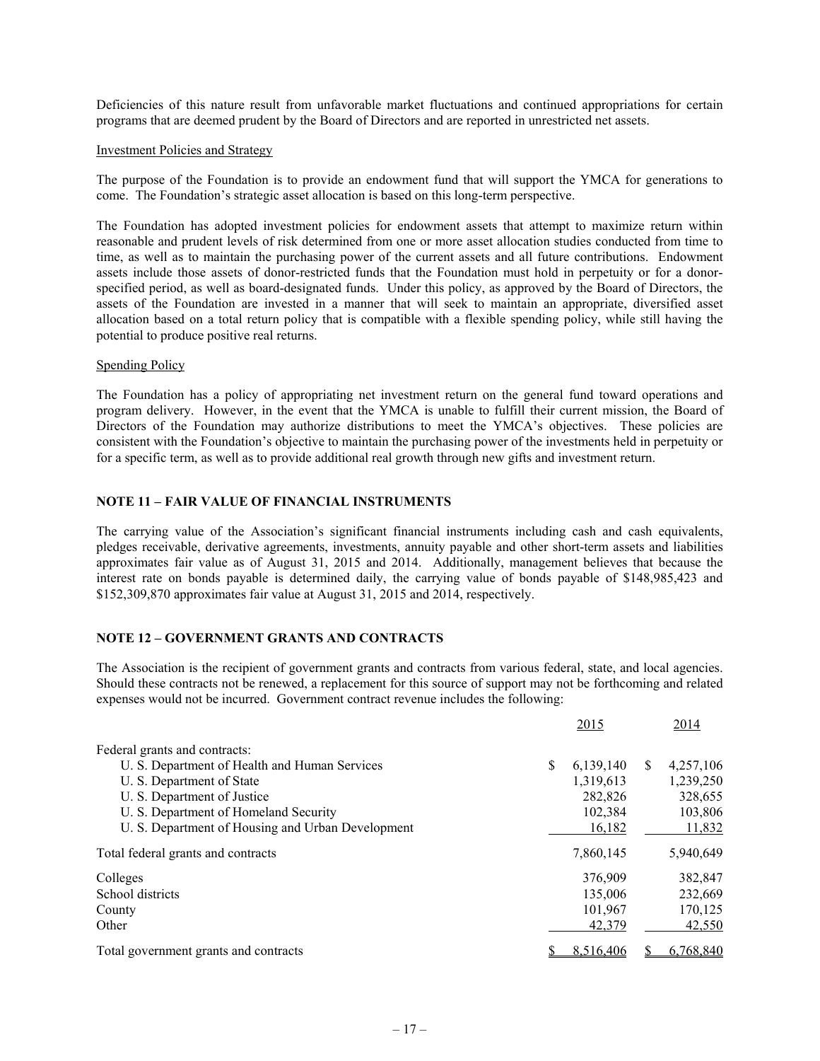Deficiencies of this nature result from unfavorable market fluctuations and continued appropriations for certain programs that are deemed prudent by the Board of Directors and are reported in unrestricted net assets.

Investment Policies and Strategy

The purpose of the Foundation is to provide an endowment fund that will support the YMCA for generations to come. The Foundation's strategic asset allocation is based on this long-term perspective.

The Foundation has adopted investment policies for endowment assets that attempt to maximize return within reasonable and prudent levels of risk determined from one or more asset allocation studies conducted from time to time, as well as to maintain the purchasing power of the current assets and all future contributions. Endowment assets include those assets of donor-restricted funds that the Foundation must hold in perpetuity or for a donor-specified period, as well as board-designated funds. Under this policy, as approved by the Board of Directors, the assets of the Foundation are invested in a manner that will seek to maintain an appropriate, diversified asset allocation based on a total return policy that is compatible with a flexible spending policy, while still having the potential to produce positive real returns.

Spending Policy

The Foundation has a policy of appropriating net investment return on the general fund toward operations and program delivery. However, in the event that the YMCA is unable to fulfill their current mission, the Board of Directors of the Foundation may authorize distributions to meet the YMCA's objectives. These policies are consistent with the Foundation's objective to maintain the purchasing power of the investments held in perpetuity or for a specific term, as well as to provide additional real growth through new gifts and investment return.

## NOTE 11 – FAIR VALUE OF FINANCIAL INSTRUMENTS

The carrying value of the Association's significant financial instruments including cash and cash equivalents, pledges receivable, derivative agreements, investments, annuity payable and other short-term assets and liabilities approximates fair value as of August 31, 2015 and 2014. Additionally, management believes that because the interest rate on bonds payable is determined daily, the carrying value of bonds payable of $148,985,423 and $152,309,870 approximates fair value at August 31, 2015 and 2014, respectively.

## NOTE 12 – GOVERNMENT GRANTS AND CONTRACTS

The Association is the recipient of government grants and contracts from various federal, state, and local agencies. Should these contracts not be renewed, a replacement for this source of support may not be forthcoming and related expenses would not be incurred. Government contract revenue includes the following:

| | 2015 | 2014 |
|---|---|---|
| Federal grants and contracts: | | |
| U. S. Department of Health and Human Services | $ 6,139,140 | $ 4,257,106 |
| U. S. Department of State | 1,319,613 | 1,239,250 |
| U. S. Department of Justice | 282,826 | 328,655 |
| U. S. Department of Homeland Security | 102,384 | 103,806 |
| U. S. Department of Housing and Urban Development | 16,182 | 11,832 |
| Total federal grants and contracts | 7,860,145 | 5,940,649 |
| Colleges | 376,909 | 382,847 |
| School districts | 135,006 | 232,669 |
| County | 101,967 | 170,125 |
| Other | 42,379 | 42,550 |
| Total government grants and contracts | $ 8,516,406 | $ 6,768,840 |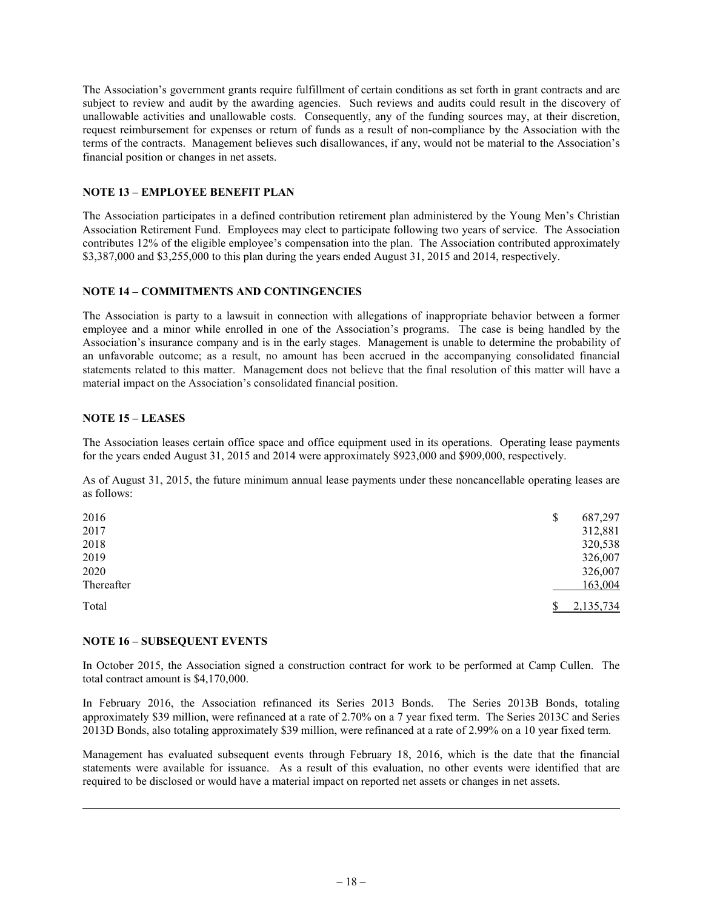The Association's government grants require fulfillment of certain conditions as set forth in grant contracts and are subject to review and audit by the awarding agencies. Such reviews and audits could result in the discovery of unallowable activities and unallowable costs. Consequently, any of the funding sources may, at their discretion, request reimbursement for expenses or return of funds as a result of non-compliance by the Association with the terms of the contracts. Management believes such disallowances, if any, would not be material to the Association's financial position or changes in net assets.

### NOTE 13 – EMPLOYEE BENEFIT PLAN

The Association participates in a defined contribution retirement plan administered by the Young Men's Christian Association Retirement Fund. Employees may elect to participate following two years of service. The Association contributes 12% of the eligible employee's compensation into the plan. The Association contributed approximately $3,387,000 and $3,255,000 to this plan during the years ended August 31, 2015 and 2014, respectively.

### NOTE 14 – COMMITMENTS AND CONTINGENCIES

The Association is party to a lawsuit in connection with allegations of inappropriate behavior between a former employee and a minor while enrolled in one of the Association's programs. The case is being handled by the Association's insurance company and is in the early stages. Management is unable to determine the probability of an unfavorable outcome; as a result, no amount has been accrued in the accompanying consolidated financial statements related to this matter. Management does not believe that the final resolution of this matter will have a material impact on the Association's consolidated financial position.

### NOTE 15 – LEASES

The Association leases certain office space and office equipment used in its operations. Operating lease payments for the years ended August 31, 2015 and 2014 were approximately $923,000 and $909,000, respectively.

As of August 31, 2015, the future minimum annual lease payments under these noncancellable operating leases are as follows:

| | |
|---|---|
| 2016 | $ 687,297 |
| 2017 | 312,881 |
| 2018 | 320,538 |
| 2019 | 326,007 |
| 2020 | 326,007 |
| Thereafter | 163,004 |
| Total | $ 2,135,734 |

### NOTE 16 – SUBSEQUENT EVENTS

In October 2015, the Association signed a construction contract for work to be performed at Camp Cullen. The total contract amount is $4,170,000.

In February 2016, the Association refinanced its Series 2013 Bonds. The Series 2013B Bonds, totaling approximately $39 million, were refinanced at a rate of 2.70% on a 7 year fixed term. The Series 2013C and Series 2013D Bonds, also totaling approximately $39 million, were refinanced at a rate of 2.99% on a 10 year fixed term.

Management has evaluated subsequent events through February 18, 2016, which is the date that the financial statements were available for issuance. As a result of this evaluation, no other events were identified that are required to be disclosed or would have a material impact on reported net assets or changes in net assets.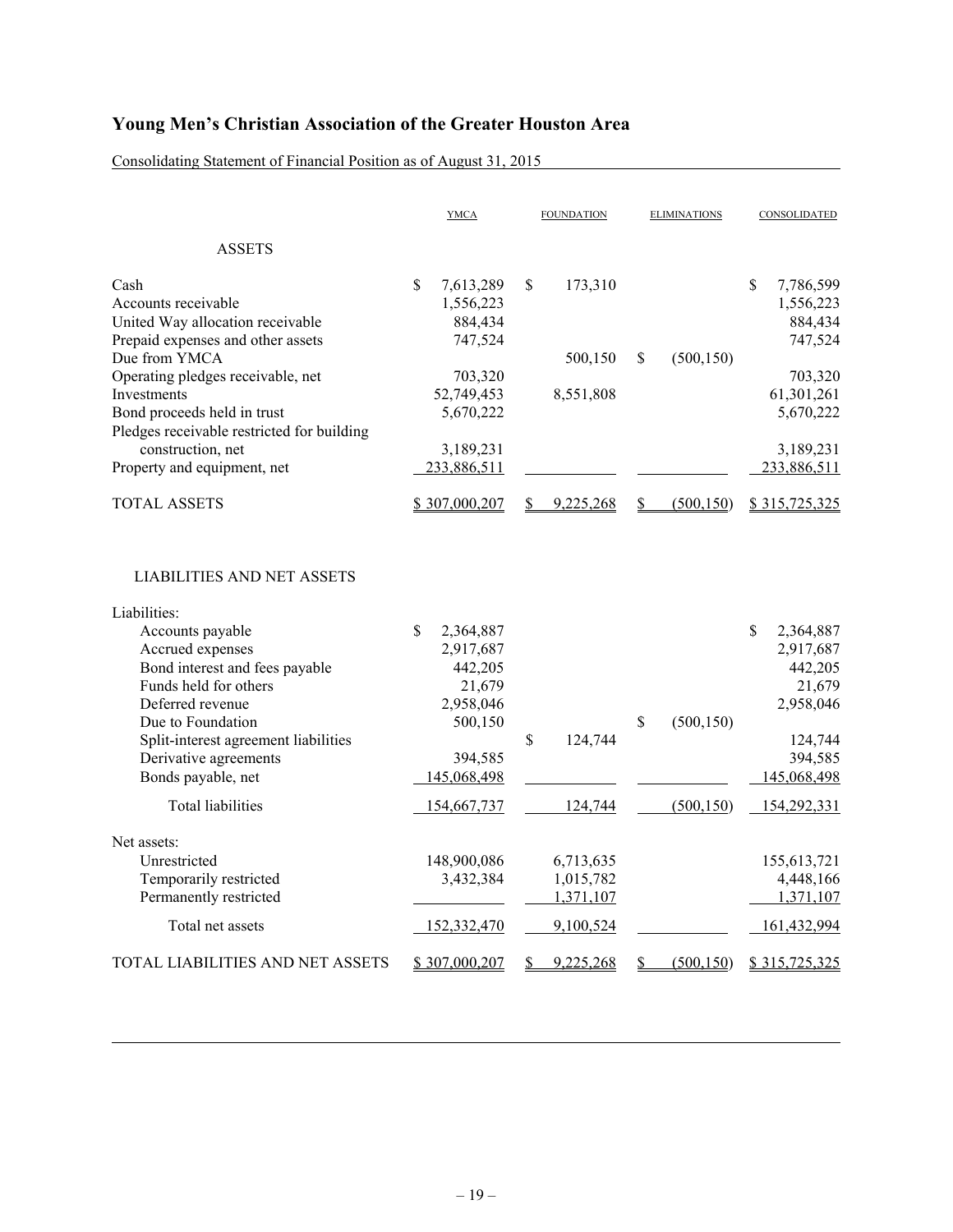# Young Men's Christian Association of the Greater Houston Area

Consolidating Statement of Financial Position as of August 31, 2015

| | YMCA | FOUNDATION | ELIMINATIONS | CONSOLIDATED |
|---|---|---|---|---|
| **ASSETS** | | | | |
| Cash | $ 7,613,289 | $ 173,310 | | $ 7,786,599 |
| Accounts receivable | 1,556,223 | | | 1,556,223 |
| United Way allocation receivable | 884,434 | | | 884,434 |
| Prepaid expenses and other assets | 747,524 | | | 747,524 |
| Due from YMCA | | 500,150 | $ (500,150) | |
| Operating pledges receivable, net | 703,320 | | | 703,320 |
| Investments | 52,749,453 | 8,551,808 | | 61,301,261 |
| Bond proceeds held in trust | 5,670,222 | | | 5,670,222 |
| Pledges receivable restricted for building construction, net | 3,189,231 | | | 3,189,231 |
| Property and equipment, net | 233,886,511 | | | 233,886,511 |
| TOTAL ASSETS | $ 307,000,207 | $ 9,225,268 | $ (500,150) | $ 315,725,325 |
| **LIABILITIES AND NET ASSETS** | | | | |
| Liabilities: | | | | |
| Accounts payable | $ 2,364,887 | | | $ 2,364,887 |
| Accrued expenses | 2,917,687 | | | 2,917,687 |
| Bond interest and fees payable | 442,205 | | | 442,205 |
| Funds held for others | 21,679 | | | 21,679 |
| Deferred revenue | 2,958,046 | | | 2,958,046 |
| Due to Foundation | 500,150 | | $ (500,150) | |
| Split-interest agreement liabilities | | $ 124,744 | | 124,744 |
| Derivative agreements | 394,585 | | | 394,585 |
| Bonds payable, net | 145,068,498 | | | 145,068,498 |
| Total liabilities | 154,667,737 | 124,744 | (500,150) | 154,292,331 |
| Net assets: | | | | |
| Unrestricted | 148,900,086 | 6,713,635 | | 155,613,721 |
| Temporarily restricted | 3,432,384 | 1,015,782 | | 4,448,166 |
| Permanently restricted | | 1,371,107 | | 1,371,107 |
| Total net assets | 152,332,470 | 9,100,524 | | 161,432,994 |
| TOTAL LIABILITIES AND NET ASSETS | $ 307,000,207 | $ 9,225,268 | $ (500,150) | $ 315,725,325 |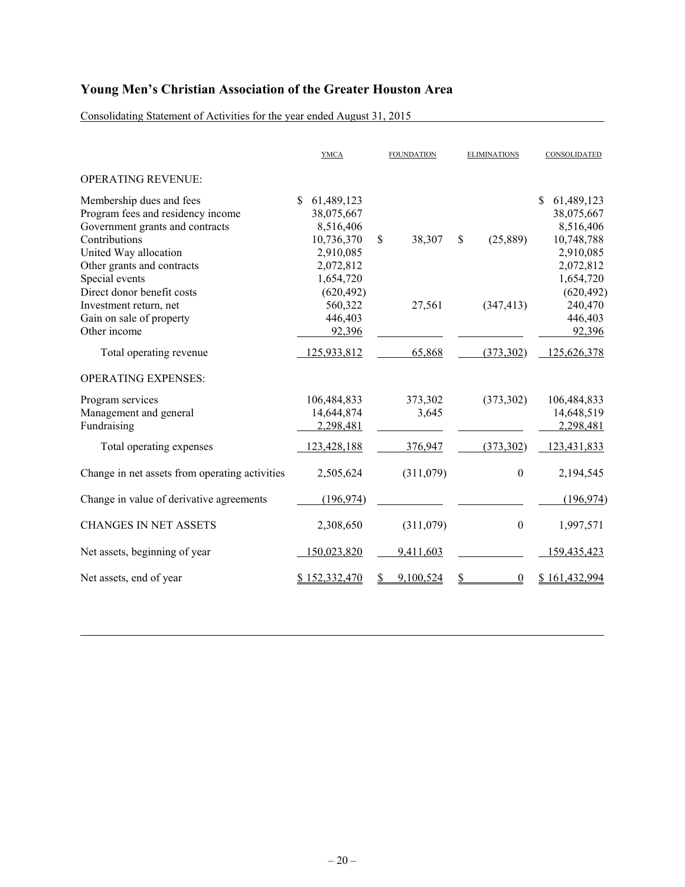# Young Men's Christian Association of the Greater Houston Area

Consolidating Statement of Activities for the year ended August 31, 2015

| | YMCA | FOUNDATION | ELIMINATIONS | CONSOLIDATED |
|---|---|---|---|---|
| OPERATING REVENUE: | | | | |
| Membership dues and fees | $ 61,489,123 | | | $ 61,489,123 |
| Program fees and residency income | 38,075,667 | | | 38,075,667 |
| Government grants and contracts | 8,516,406 | | | 8,516,406 |
| Contributions | 10,736,370 | $ 38,307 | $ (25,889) | 10,748,788 |
| United Way allocation | 2,910,085 | | | 2,910,085 |
| Other grants and contracts | 2,072,812 | | | 2,072,812 |
| Special events | 1,654,720 | | | 1,654,720 |
| Direct donor benefit costs | (620,492) | | | (620,492) |
| Investment return, net | 560,322 | 27,561 | (347,413) | 240,470 |
| Gain on sale of property | 446,403 | | | 446,403 |
| Other income | 92,396 | | | 92,396 |
| Total operating revenue | 125,933,812 | 65,868 | (373,302) | 125,626,378 |
| OPERATING EXPENSES: | | | | |
| Program services | 106,484,833 | 373,302 | (373,302) | 106,484,833 |
| Management and general | 14,644,874 | 3,645 | | 14,648,519 |
| Fundraising | 2,298,481 | | | 2,298,481 |
| Total operating expenses | 123,428,188 | 376,947 | (373,302) | 123,431,833 |
| Change in net assets from operating activities | 2,505,624 | (311,079) | 0 | 2,194,545 |
| Change in value of derivative agreements | (196,974) | | | (196,974) |
| CHANGES IN NET ASSETS | 2,308,650 | (311,079) | 0 | 1,997,571 |
| Net assets, beginning of year | 150,023,820 | 9,411,603 | | 159,435,423 |
| Net assets, end of year | $ 152,332,470 | $ 9,100,524 | $ 0 | $ 161,432,994 |